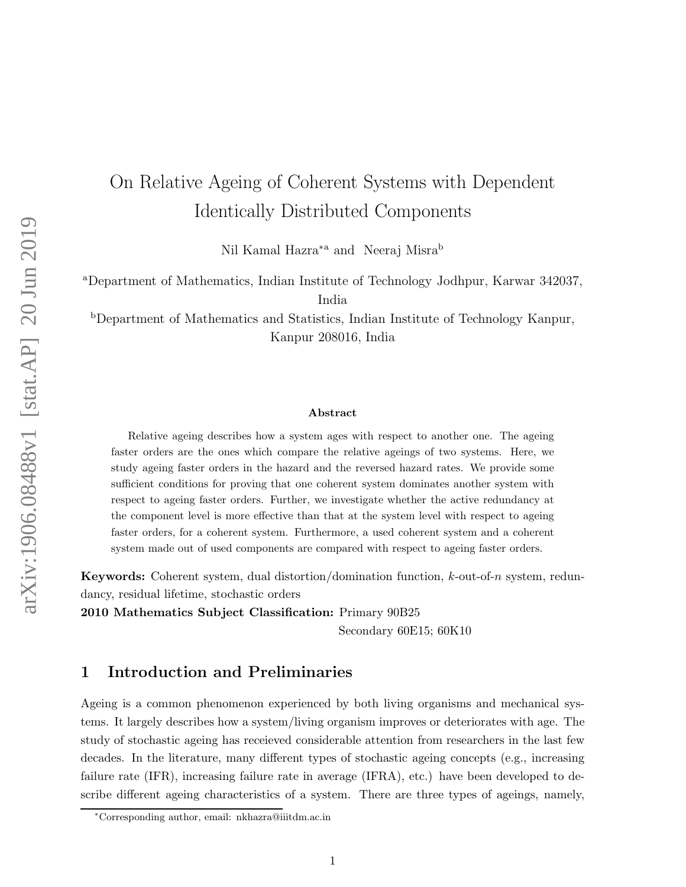# On Relative Ageing of Coherent Systems with Dependent Identically Distributed Components

Nil Kamal Hazra[*a] and Neeraj Misra[b]

[a]Department of Mathematics, Indian Institute of Technology Jodhpur, Karwar 342037, India

[b]Department of Mathematics and Statistics, Indian Institute of Technology Kanpur, Kanpur 208016, India

### Abstract

Relative ageing describes how a system ages with respect to another one. The ageing faster orders are the ones which compare the relative ageings of two systems. Here, we study ageing faster orders in the hazard and the reversed hazard rates. We provide some sufficient conditions for proving that one coherent system dominates another system with respect to ageing faster orders. Further, we investigate whether the active redundancy at the component level is more effective than that at the system level with respect to ageing faster orders, for a coherent system. Furthermore, a used coherent system and a coherent system made out of used components are compared with respect to ageing faster orders.

**Keywords:** Coherent system, dual distortion/domination function, $k$-out-of-$n$ system, redundancy, residual lifetime, stochastic orders

**2010 Mathematics Subject Classification:** Primary 90B25
Secondary 60E15; 60K10

## 1 Introduction and Preliminaries

Ageing is a common phenomenon experienced by both living organisms and mechanical systems. It largely describes how a system/living organism improves or deteriorates with age. The study of stochastic ageing has receieved considerable attention from researchers in the last few decades. In the literature, many different types of stochastic ageing concepts (e.g., increasing failure rate (IFR), increasing failure rate in average (IFRA), etc.) have been developed to describe different ageing characteristics of a system. There are three types of ageings, namely,

[*]Corresponding author, email: nkhazra@iiitdm.ac.in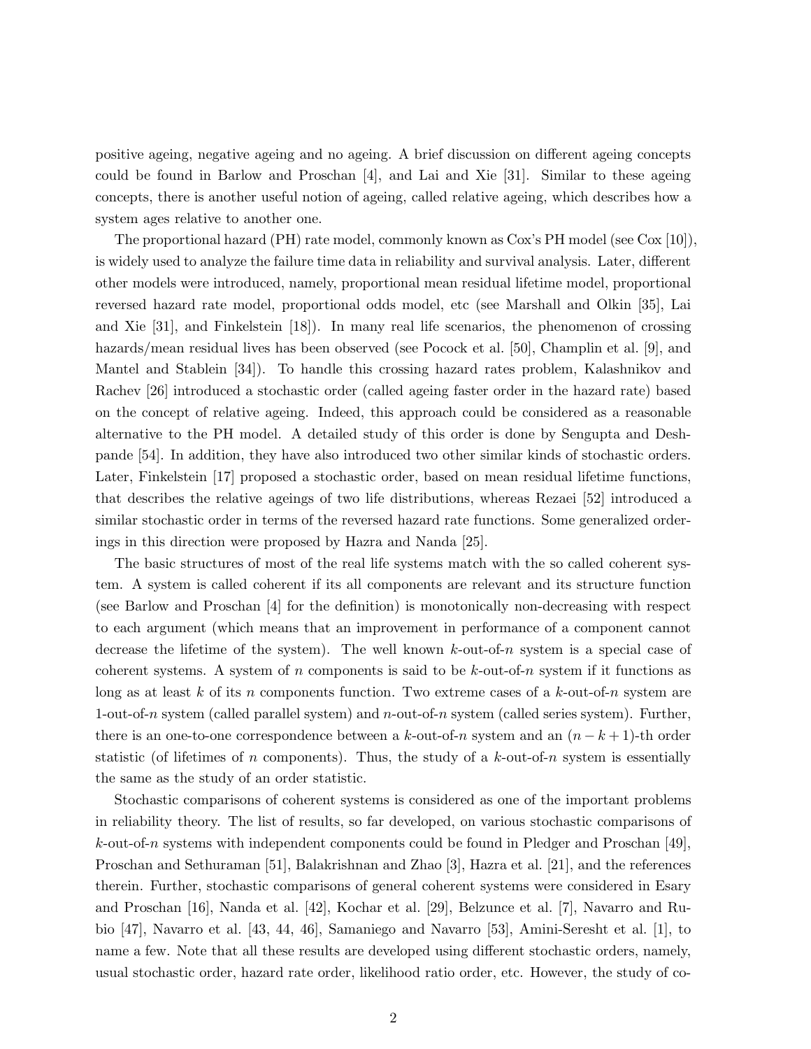positive ageing, negative ageing and no ageing. A brief discussion on different ageing concepts could be found in Barlow and Proschan [4], and Lai and Xie [31]. Similar to these ageing concepts, there is another useful notion of ageing, called relative ageing, which describes how a system ages relative to another one.

The proportional hazard (PH) rate model, commonly known as Cox's PH model (see Cox [10]), is widely used to analyze the failure time data in reliability and survival analysis. Later, different other models were introduced, namely, proportional mean residual lifetime model, proportional reversed hazard rate model, proportional odds model, etc (see Marshall and Olkin [35], Lai and Xie [31], and Finkelstein [18]). In many real life scenarios, the phenomenon of crossing hazards/mean residual lives has been observed (see Pocock et al. [50], Champlin et al. [9], and Mantel and Stablein [34]). To handle this crossing hazard rates problem, Kalashnikov and Rachev [26] introduced a stochastic order (called ageing faster order in the hazard rate) based on the concept of relative ageing. Indeed, this approach could be considered as a reasonable alternative to the PH model. A detailed study of this order is done by Sengupta and Deshpande [54]. In addition, they have also introduced two other similar kinds of stochastic orders. Later, Finkelstein [17] proposed a stochastic order, based on mean residual lifetime functions, that describes the relative ageings of two life distributions, whereas Rezaei [52] introduced a similar stochastic order in terms of the reversed hazard rate functions. Some generalized orderings in this direction were proposed by Hazra and Nanda [25].

The basic structures of most of the real life systems match with the so called coherent system. A system is called coherent if its all components are relevant and its structure function (see Barlow and Proschan [4] for the definition) is monotonically non-decreasing with respect to each argument (which means that an improvement in performance of a component cannot decrease the lifetime of the system). The well known $k$-out-of-$n$ system is a special case of coherent systems. A system of $n$ components is said to be $k$-out-of-$n$ system if it functions as long as at least $k$ of its $n$ components function. Two extreme cases of a $k$-out-of-$n$ system are 1-out-of-$n$ system (called parallel system) and $n$-out-of-$n$ system (called series system). Further, there is an one-to-one correspondence between a $k$-out-of-$n$ system and an $(n-k+1)$-th order statistic (of lifetimes of $n$ components). Thus, the study of a $k$-out-of-$n$ system is essentially the same as the study of an order statistic.

Stochastic comparisons of coherent systems is considered as one of the important problems in reliability theory. The list of results, so far developed, on various stochastic comparisons of $k$-out-of-$n$ systems with independent components could be found in Pledger and Proschan [49], Proschan and Sethuraman [51], Balakrishnan and Zhao [3], Hazra et al. [21], and the references therein. Further, stochastic comparisons of general coherent systems were considered in Esary and Proschan [16], Nanda et al. [42], Kochar et al. [29], Belzunce et al. [7], Navarro and Rubio [47], Navarro et al. [43, 44, 46], Samaniego and Navarro [53], Amini-Seresht et al. [1], to name a few. Note that all these results are developed using different stochastic orders, namely, usual stochastic order, hazard rate order, likelihood ratio order, etc. However, the study of co-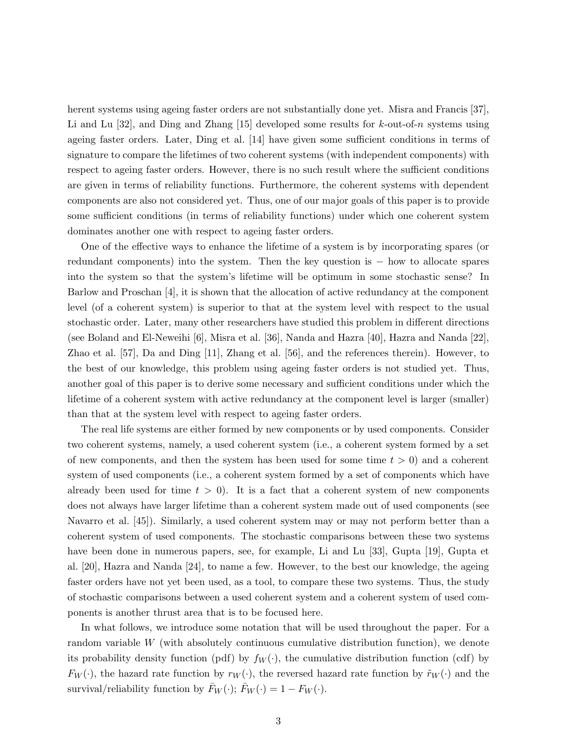herent systems using ageing faster orders are not substantially done yet. Misra and Francis [37], Li and Lu [32], and Ding and Zhang [15] developed some results for $k$-out-of-$n$ systems using ageing faster orders. Later, Ding et al. [14] have given some sufficient conditions in terms of signature to compare the lifetimes of two coherent systems (with independent components) with respect to ageing faster orders. However, there is no such result where the sufficient conditions are given in terms of reliability functions. Furthermore, the coherent systems with dependent components are also not considered yet. Thus, one of our major goals of this paper is to provide some sufficient conditions (in terms of reliability functions) under which one coherent system dominates another one with respect to ageing faster orders.

One of the effective ways to enhance the lifetime of a system is by incorporating spares (or redundant components) into the system. Then the key question is $-$ how to allocate spares into the system so that the system's lifetime will be optimum in some stochastic sense? In Barlow and Proschan [4], it is shown that the allocation of active redundancy at the component level (of a coherent system) is superior to that at the system level with respect to the usual stochastic order. Later, many other researchers have studied this problem in different directions (see Boland and El-Neweihi [6], Misra et al. [36], Nanda and Hazra [40], Hazra and Nanda [22], Zhao et al. [57], Da and Ding [11], Zhang et al. [56], and the references therein). However, to the best of our knowledge, this problem using ageing faster orders is not studied yet. Thus, another goal of this paper is to derive some necessary and sufficient conditions under which the lifetime of a coherent system with active redundancy at the component level is larger (smaller) than that at the system level with respect to ageing faster orders.

The real life systems are either formed by new components or by used components. Consider two coherent systems, namely, a used coherent system (i.e., a coherent system formed by a set of new components, and then the system has been used for some time $t > 0$) and a coherent system of used components (i.e., a coherent system formed by a set of components which have already been used for time $t > 0$). It is a fact that a coherent system of new components does not always have larger lifetime than a coherent system made out of used components (see Navarro et al. [45]). Similarly, a used coherent system may or may not perform better than a coherent system of used components. The stochastic comparisons between these two systems have been done in numerous papers, see, for example, Li and Lu [33], Gupta [19], Gupta et al. [20], Hazra and Nanda [24], to name a few. However, to the best our knowledge, the ageing faster orders have not yet been used, as a tool, to compare these two systems. Thus, the study of stochastic comparisons between a used coherent system and a coherent system of used components is another thrust area that is to be focused here.

In what follows, we introduce some notation that will be used throughout the paper. For a random variable $W$ (with absolutely continuous cumulative distribution function), we denote its probability density function (pdf) by $f_W(\cdot)$, the cumulative distribution function (cdf) by $F_W(\cdot)$, the hazard rate function by $r_W(\cdot)$, the reversed hazard rate function by $\tilde{r}_W(\cdot)$ and the survival/reliability function by $\bar{F}_W(\cdot)$; $\bar{F}_W(\cdot) = 1 - F_W(\cdot)$.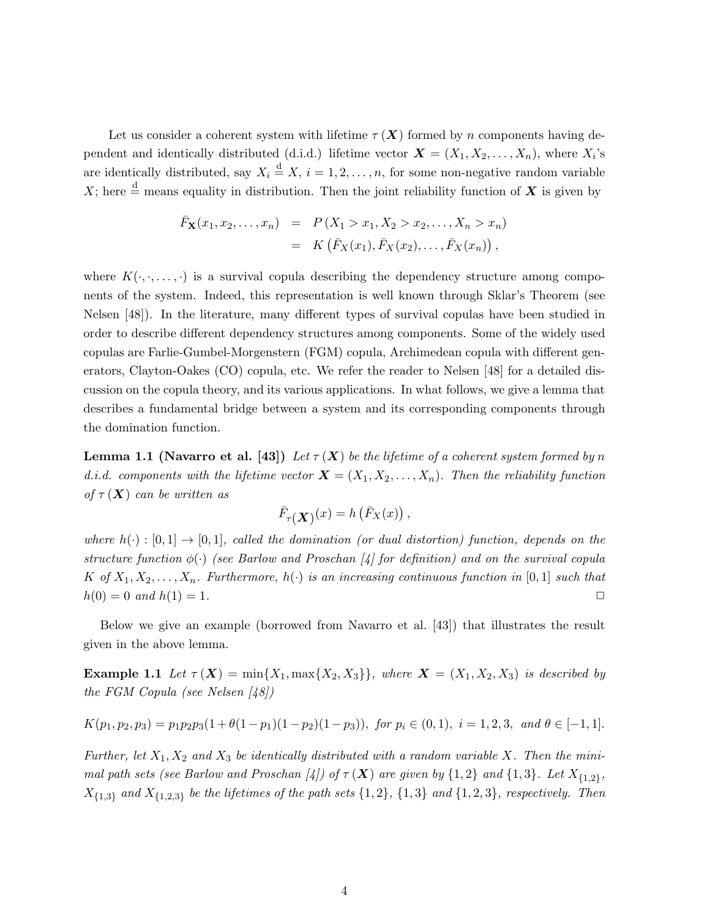Let us consider a coherent system with lifetime $\tau(\boldsymbol{X})$ formed by $n$ components having dependent and identically distributed (d.i.d.) lifetime vector $\boldsymbol{X} = (X_1, X_2, \ldots, X_n)$, where $X_i$'s are identically distributed, say $X_i \stackrel{\text{d}}{=} X$, $i = 1, 2, \ldots, n$, for some non-negative random variable $X$; here $\stackrel{\text{d}}{=}$ means equality in distribution. Then the joint reliability function of $\boldsymbol{X}$ is given by

$$
\begin{aligned}
\bar{F}_{\mathbf{X}}(x_1, x_2, \ldots, x_n) &= P(X_1 > x_1, X_2 > x_2, \ldots, X_n > x_n) \\
&= K\left(\bar{F}_X(x_1), \bar{F}_X(x_2), \ldots, \bar{F}_X(x_n)\right),
\end{aligned}
$$

where $K(\cdot, \cdot, \ldots, \cdot)$ is a survival copula describing the dependency structure among components of the system. Indeed, this representation is well known through Sklar's Theorem (see Nelsen [48]). In the literature, many different types of survival copulas have been studied in order to describe different dependency structures among components. Some of the widely used copulas are Farlie-Gumbel-Morgenstern (FGM) copula, Archimedean copula with different generators, Clayton-Oakes (CO) copula, etc. We refer the reader to Nelsen [48] for a detailed discussion on the copula theory, and its various applications. In what follows, we give a lemma that describes a fundamental bridge between a system and its corresponding components through the domination function.

**Lemma 1.1 (Navarro et al. [43])** *Let $\tau(\boldsymbol{X})$ be the lifetime of a coherent system formed by $n$ d.i.d. components with the lifetime vector $\boldsymbol{X} = (X_1, X_2, \ldots, X_n)$. Then the reliability function of $\tau(\boldsymbol{X})$ can be written as*

$$
\bar{F}_{\tau(\boldsymbol{X})}(x) = h\left(\bar{F}_X(x)\right),
$$

*where $h(\cdot) : [0, 1] \to [0, 1]$, called the domination (or dual distortion) function, depends on the structure function $\phi(\cdot)$ (see Barlow and Proschan [4] for definition) and on the survival copula $K$ of $X_1, X_2, \ldots, X_n$. Furthermore, $h(\cdot)$ is an increasing continuous function in $[0, 1]$ such that $h(0) = 0$ and $h(1) = 1$.* □

Below we give an example (borrowed from Navarro et al. [43]) that illustrates the result given in the above lemma.

**Example 1.1** *Let $\tau(\boldsymbol{X}) = \min\{X_1, \max\{X_2, X_3\}\}$, where $\boldsymbol{X} = (X_1, X_2, X_3)$ is described by the FGM Copula (see Nelsen [48])*

$$
K(p_1, p_2, p_3) = p_1 p_2 p_3 (1 + \theta(1 - p_1)(1 - p_2)(1 - p_3)), \text{ for } p_i \in (0, 1),\ i = 1, 2, 3, \text{ and } \theta \in [-1, 1].
$$

*Further, let $X_1, X_2$ and $X_3$ be identically distributed with a random variable $X$. Then the minimal path sets (see Barlow and Proschan [4]) of $\tau(\boldsymbol{X})$ are given by $\{1, 2\}$ and $\{1, 3\}$. Let $X_{\{1,2\}}$, $X_{\{1,3\}}$ and $X_{\{1,2,3\}}$ be the lifetimes of the path sets $\{1, 2\}$, $\{1, 3\}$ and $\{1, 2, 3\}$, respectively. Then*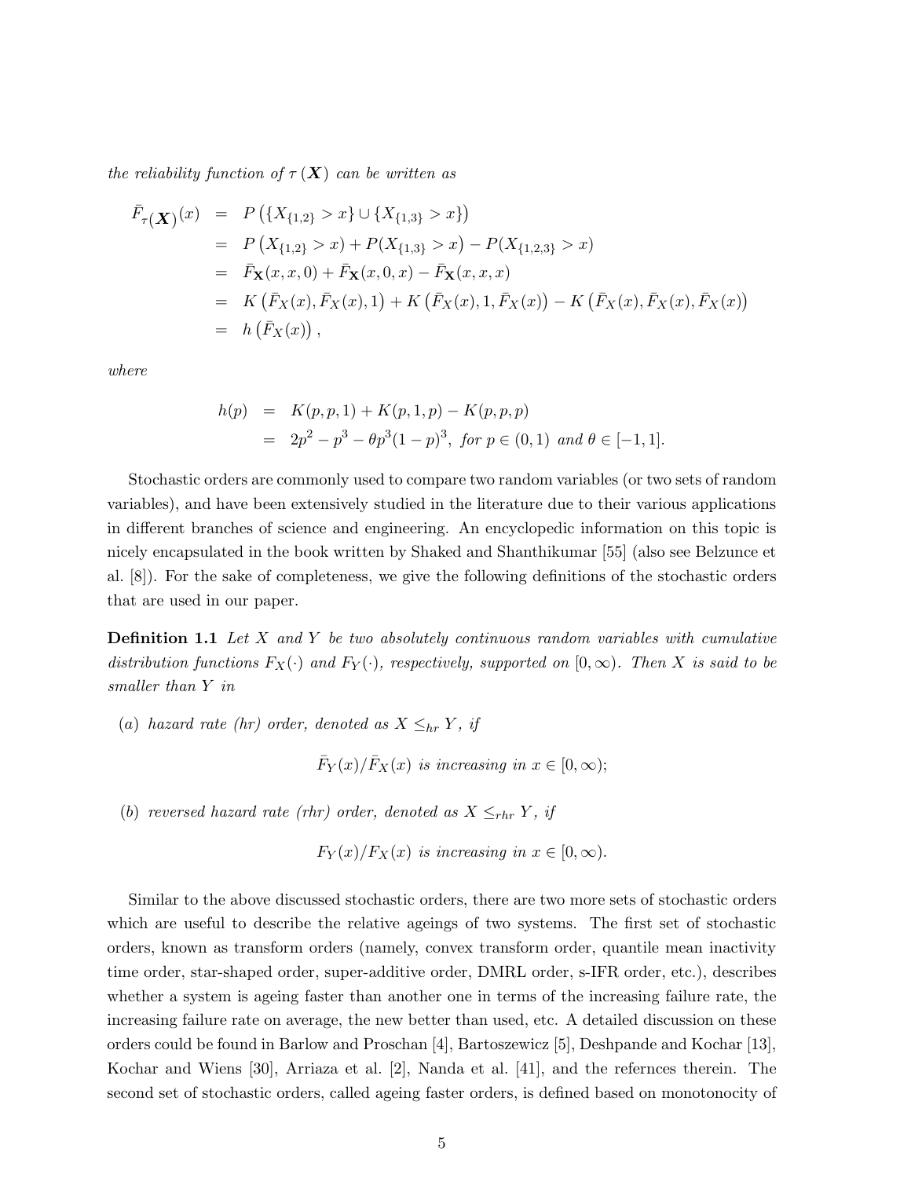*the reliability function of $\tau(\boldsymbol{X})$ can be written as*

$$
\begin{aligned}
\bar{F}_{\tau(\boldsymbol{X})}(x) &= P\left(\{X_{\{1,2\}} > x\} \cup \{X_{\{1,3\}} > x\}\right) \\
&= P\left(X_{\{1,2\}} > x\right) + P(X_{\{1,3\}} > x\big) - P(X_{\{1,2,3\}} > x) \\
&= \bar{F}_{\mathbf{X}}(x, x, 0) + \bar{F}_{\mathbf{X}}(x, 0, x) - \bar{F}_{\mathbf{X}}(x, x, x) \\
&= K\left(\bar{F}_X(x), \bar{F}_X(x), 1\right) + K\left(\bar{F}_X(x), 1, \bar{F}_X(x)\right) - K\left(\bar{F}_X(x), \bar{F}_X(x), \bar{F}_X(x)\right) \\
&= h\left(\bar{F}_X(x)\right),
\end{aligned}
$$

*where*

$$
\begin{aligned}
h(p) &= K(p, p, 1) + K(p, 1, p) - K(p, p, p) \\
&= 2p^2 - p^3 - \theta p^3 (1-p)^3, \text{ for } p \in (0, 1) \text{ and } \theta \in [-1, 1].
\end{aligned}
$$

Stochastic orders are commonly used to compare two random variables (or two sets of random variables), and have been extensively studied in the literature due to their various applications in different branches of science and engineering. An encyclopedic information on this topic is nicely encapsulated in the book written by Shaked and Shanthikumar [55] (also see Belzunce et al. [8]). For the sake of completeness, we give the following definitions of the stochastic orders that are used in our paper.

**Definition 1.1** *Let $X$ and $Y$ be two absolutely continuous random variables with cumulative distribution functions $F_X(\cdot)$ and $F_Y(\cdot)$, respectively, supported on $[0, \infty)$. Then $X$ is said to be smaller than $Y$ in*

(*a*) *hazard rate (hr) order, denoted as $X \leq_{hr} Y$, if*

$$\bar{F}_Y(x)/\bar{F}_X(x) \text{ is increasing in } x \in [0, \infty);$$

(*b*) *reversed hazard rate (rhr) order, denoted as $X \leq_{rhr} Y$, if*

$$F_Y(x)/F_X(x) \text{ is increasing in } x \in [0, \infty).$$

Similar to the above discussed stochastic orders, there are two more sets of stochastic orders which are useful to describe the relative ageings of two systems. The first set of stochastic orders, known as transform orders (namely, convex transform order, quantile mean inactivity time order, star-shaped order, super-additive order, DMRL order, s-IFR order, etc.), describes whether a system is ageing faster than another one in terms of the increasing failure rate, the increasing failure rate on average, the new better than used, etc. A detailed discussion on these orders could be found in Barlow and Proschan [4], Bartoszewicz [5], Deshpande and Kochar [13], Kochar and Wiens [30], Arriaza et al. [2], Nanda et al. [41], and the refernces therein. The second set of stochastic orders, called ageing faster orders, is defined based on monotonocity of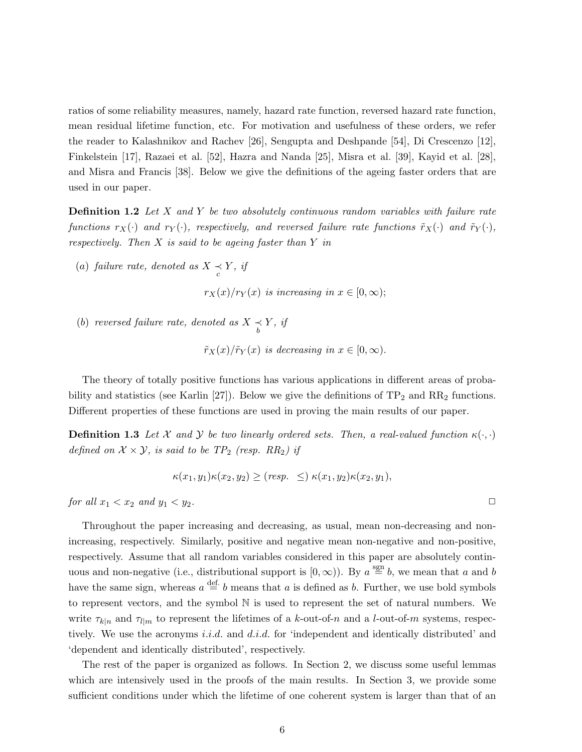ratios of some reliability measures, namely, hazard rate function, reversed hazard rate function, mean residual lifetime function, etc. For motivation and usefulness of these orders, we refer the reader to Kalashnikov and Rachev [26], Sengupta and Deshpande [54], Di Crescenzo [12], Finkelstein [17], Razaei et al. [52], Hazra and Nanda [25], Misra et al. [39], Kayid et al. [28], and Misra and Francis [38]. Below we give the definitions of the ageing faster orders that are used in our paper.

**Definition 1.2** *Let $X$ and $Y$ be two absolutely continuous random variables with failure rate functions $r_X(\cdot)$ and $r_Y(\cdot)$, respectively, and reversed failure rate functions $\tilde{r}_X(\cdot)$ and $\tilde{r}_Y(\cdot)$, respectively. Then $X$ is said to be ageing faster than $Y$ in*

(*a*) *failure rate, denoted as $X \underset{c}{\prec} Y$, if*

$$r_X(x)/r_Y(x) \text{ is increasing in } x \in [0, \infty);$$

(*b*) *reversed failure rate, denoted as $X \underset{b}{\prec} Y$, if*

$$\tilde{r}_X(x)/\tilde{r}_Y(x) \text{ is decreasing in } x \in [0, \infty).$$

The theory of totally positive functions has various applications in different areas of probability and statistics (see Karlin [27]). Below we give the definitions of $\text{TP}_2$ and $\text{RR}_2$ functions. Different properties of these functions are used in proving the main results of our paper.

**Definition 1.3** *Let $\mathcal{X}$ and $\mathcal{Y}$ be two linearly ordered sets. Then, a real-valued function $\kappa(\cdot, \cdot)$ defined on $\mathcal{X} \times \mathcal{Y}$, is said to be $TP_2$ (resp. $RR_2$) if*

$$\kappa(x_1, y_1)\kappa(x_2, y_2) \geq (\text{resp. } \leq)\ \kappa(x_1, y_2)\kappa(x_2, y_1),$$

*for all $x_1 < x_2$ and $y_1 < y_2$.* □

Throughout the paper increasing and decreasing, as usual, mean non-decreasing and non-increasing, respectively. Similarly, positive and negative mean non-negative and non-positive, respectively. Assume that all random variables considered in this paper are absolutely continuous and non-negative (i.e., distributional support is $[0, \infty)$). By $a \overset{\text{sgn}}{=} b$, we mean that $a$ and $b$ have the same sign, whereas $a \overset{\text{def.}}{=} b$ means that $a$ is defined as $b$. Further, we use bold symbols to represent vectors, and the symbol $\mathbb{N}$ is used to represent the set of natural numbers. We write $\tau_{k|n}$ and $\tau_{l|m}$ to represent the lifetimes of a $k$-out-of-$n$ and a $l$-out-of-$m$ systems, respectively. We use the acronyms *i.i.d.* and *d.i.d.* for 'independent and identically distributed' and 'dependent and identically distributed', respectively.

The rest of the paper is organized as follows. In Section 2, we discuss some useful lemmas which are intensively used in the proofs of the main results. In Section 3, we provide some sufficient conditions under which the lifetime of one coherent system is larger than that of an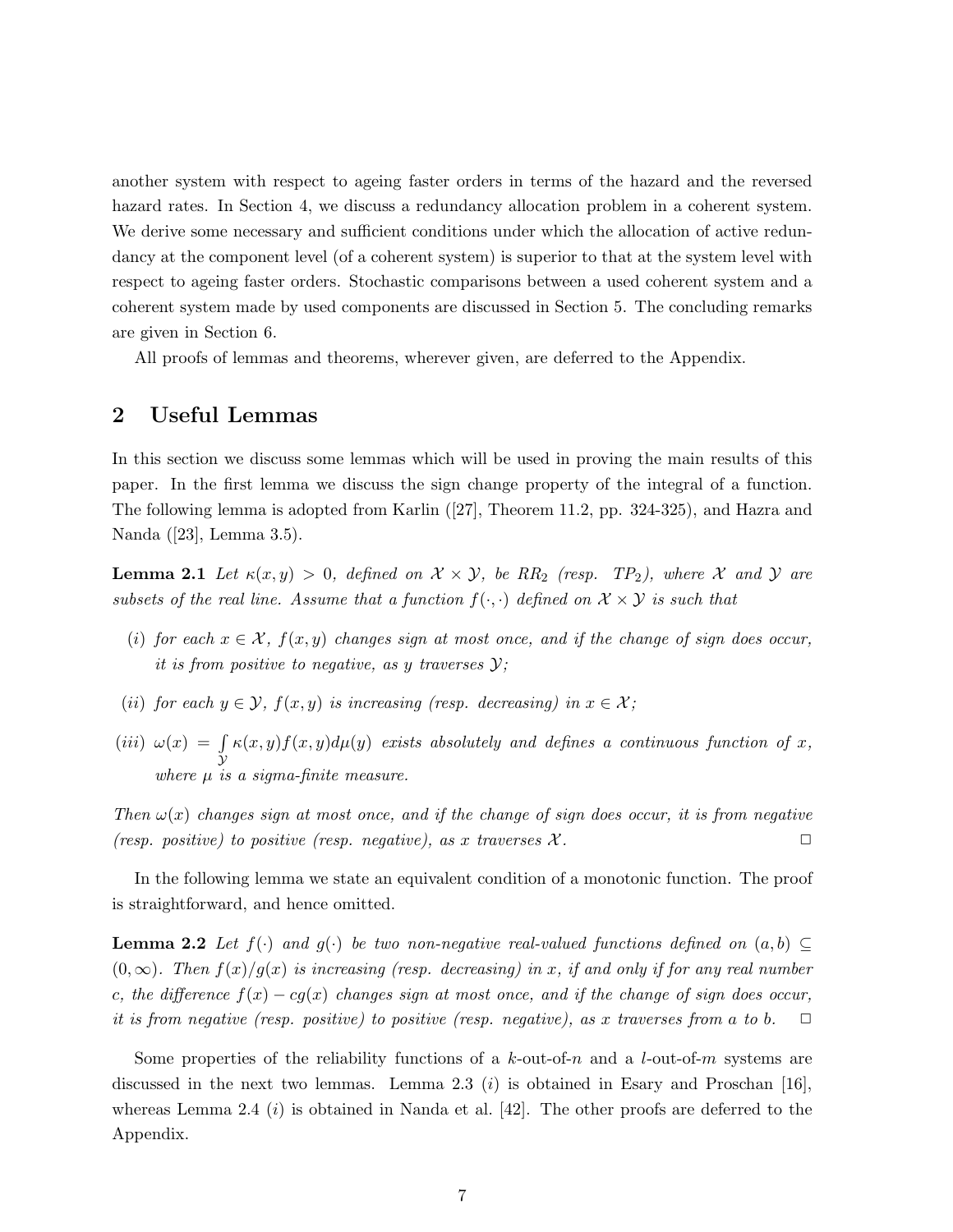another system with respect to ageing faster orders in terms of the hazard and the reversed hazard rates. In Section 4, we discuss a redundancy allocation problem in a coherent system. We derive some necessary and sufficient conditions under which the allocation of active redundancy at the component level (of a coherent system) is superior to that at the system level with respect to ageing faster orders. Stochastic comparisons between a used coherent system and a coherent system made by used components are discussed in Section 5. The concluding remarks are given in Section 6.

All proofs of lemmas and theorems, wherever given, are deferred to the Appendix.

## 2 Useful Lemmas

In this section we discuss some lemmas which will be used in proving the main results of this paper. In the first lemma we discuss the sign change property of the integral of a function. The following lemma is adopted from Karlin ([27], Theorem 11.2, pp. 324-325), and Hazra and Nanda ([23], Lemma 3.5).

**Lemma 2.1** *Let $\kappa(x,y) > 0$, defined on $\mathcal{X} \times \mathcal{Y}$, be $RR_2$ (resp. $TP_2$), where $\mathcal{X}$ and $\mathcal{Y}$ are subsets of the real line. Assume that a function $f(\cdot,\cdot)$ defined on $\mathcal{X} \times \mathcal{Y}$ is such that*

- *(i) for each $x \in \mathcal{X}$, $f(x,y)$ changes sign at most once, and if the change of sign does occur, it is from positive to negative, as $y$ traverses $\mathcal{Y}$;*
- *(ii) for each $y \in \mathcal{Y}$, $f(x,y)$ is increasing (resp. decreasing) in $x \in \mathcal{X}$;*
- *(iii) $\omega(x) = \int_{\mathcal{Y}} \kappa(x,y) f(x,y) d\mu(y)$ exists absolutely and defines a continuous function of $x$, where $\mu$ is a sigma-finite measure.*

*Then $\omega(x)$ changes sign at most once, and if the change of sign does occur, it is from negative (resp. positive) to positive (resp. negative), as $x$ traverses $\mathcal{X}$.* $\square$

In the following lemma we state an equivalent condition of a monotonic function. The proof is straightforward, and hence omitted.

**Lemma 2.2** *Let $f(\cdot)$ and $g(\cdot)$ be two non-negative real-valued functions defined on $(a,b) \subseteq (0,\infty)$. Then $f(x)/g(x)$ is increasing (resp. decreasing) in $x$, if and only if for any real number $c$, the difference $f(x) - cg(x)$ changes sign at most once, and if the change of sign does occur, it is from negative (resp. positive) to positive (resp. negative), as $x$ traverses from $a$ to $b$.* $\square$

Some properties of the reliability functions of a $k$-out-of-$n$ and a $l$-out-of-$m$ systems are discussed in the next two lemmas. Lemma 2.3 $(i)$ is obtained in Esary and Proschan [16], whereas Lemma 2.4 $(i)$ is obtained in Nanda et al. [42]. The other proofs are deferred to the Appendix.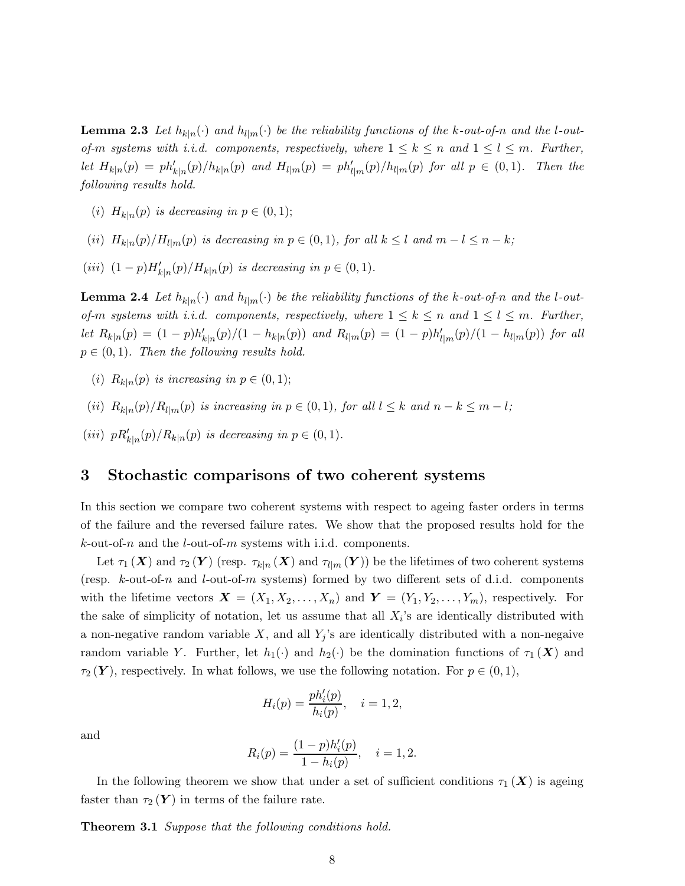**Lemma 2.3** *Let $h_{k|n}(\cdot)$ and $h_{l|m}(\cdot)$ be the reliability functions of the k-out-of-n and the l-out-of-m systems with i.i.d. components, respectively, where $1 \leq k \leq n$ and $1 \leq l \leq m$. Further, let $H_{k|n}(p) = ph'_{k|n}(p)/h_{k|n}(p)$ and $H_{l|m}(p) = ph'_{l|m}(p)/h_{l|m}(p)$ for all $p \in (0,1)$. Then the following results hold.*

- $(i)$ *$H_{k|n}(p)$ is decreasing in $p \in (0,1)$;*
- $(ii)$ *$H_{k|n}(p)/H_{l|m}(p)$ is decreasing in $p \in (0,1)$, for all $k \leq l$ and $m - l \leq n - k$;*
- $(iii)$ *$(1-p)H'_{k|n}(p)/H_{k|n}(p)$ is decreasing in $p \in (0,1)$.*

**Lemma 2.4** *Let $h_{k|n}(\cdot)$ and $h_{l|m}(\cdot)$ be the reliability functions of the k-out-of-n and the l-out-of-m systems with i.i.d. components, respectively, where $1 \leq k \leq n$ and $1 \leq l \leq m$. Further, let $R_{k|n}(p) = (1-p)h'_{k|n}(p)/(1-h_{k|n}(p))$ and $R_{l|m}(p) = (1-p)h'_{l|m}(p)/(1-h_{l|m}(p))$ for all $p \in (0,1)$. Then the following results hold.*

- $(i)$ *$R_{k|n}(p)$ is increasing in $p \in (0,1)$;*
- $(ii)$ *$R_{k|n}(p)/R_{l|m}(p)$ is increasing in $p \in (0,1)$, for all $l \leq k$ and $n - k \leq m - l$;*
- $(iii)$ *$pR'_{k|n}(p)/R_{k|n}(p)$ is decreasing in $p \in (0,1)$.*

## 3 Stochastic comparisons of two coherent systems

In this section we compare two coherent systems with respect to ageing faster orders in terms of the failure and the reversed failure rates. We show that the proposed results hold for the $k$-out-of-$n$ and the $l$-out-of-$m$ systems with i.i.d. components.

Let $\tau_1(\boldsymbol{X})$ and $\tau_2(\boldsymbol{Y})$ (resp. $\tau_{k|n}(\boldsymbol{X})$ and $\tau_{l|m}(\boldsymbol{Y})$) be the lifetimes of two coherent systems (resp. $k$-out-of-$n$ and $l$-out-of-$m$ systems) formed by two different sets of d.i.d. components with the lifetime vectors $\boldsymbol{X} = (X_1, X_2, \ldots, X_n)$ and $\boldsymbol{Y} = (Y_1, Y_2, \ldots, Y_m)$, respectively. For the sake of simplicity of notation, let us assume that all $X_i$'s are identically distributed with a non-negative random variable $X$, and all $Y_j$'s are identically distributed with a non-negaive random variable $Y$. Further, let $h_1(\cdot)$ and $h_2(\cdot)$ be the domination functions of $\tau_1(\boldsymbol{X})$ and $\tau_2(\boldsymbol{Y})$, respectively. In what follows, we use the following notation. For $p \in (0,1)$,

$$H_i(p) = \frac{ph'_i(p)}{h_i(p)}, \quad i = 1, 2,$$

and

$$R_i(p) = \frac{(1-p)h'_i(p)}{1-h_i(p)}, \quad i = 1, 2.$$

In the following theorem we show that under a set of sufficient conditions $\tau_1(\boldsymbol{X})$ is ageing faster than $\tau_2(\boldsymbol{Y})$ in terms of the failure rate.

**Theorem 3.1** *Suppose that the following conditions hold.*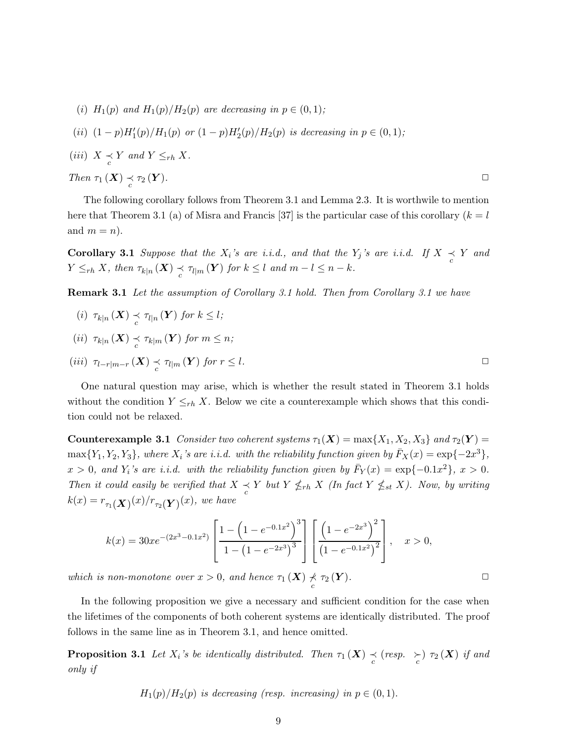(i) $H_1(p)$ and $H_1(p)/H_2(p)$ are decreasing in $p \in (0,1)$;

(ii) $(1-p)H_1'(p)/H_1(p)$ or $(1-p)H_2'(p)/H_2(p)$ is decreasing in $p \in (0,1)$;

(iii) $X \underset{c}{\prec} Y$ and $Y \leq_{rh} X$.

Then $\tau_1(\boldsymbol{X}) \underset{c}{\prec} \tau_2(\boldsymbol{Y})$. □

The following corollary follows from Theorem 3.1 and Lemma 2.3. It is worthwile to mention here that Theorem 3.1 (a) of Misra and Francis [37] is the particular case of this corollary ($k = l$ and $m = n$).

**Corollary 3.1** *Suppose that the $X_i$'s are i.i.d., and that the $Y_j$'s are i.i.d. If $X \underset{c}{\prec} Y$ and $Y \leq_{rh} X$, then $\tau_{k|n}(\boldsymbol{X}) \underset{c}{\prec} \tau_{l|m}(\boldsymbol{Y})$ for $k \leq l$ and $m - l \leq n - k$.*

**Remark 3.1** *Let the assumption of Corollary 3.1 hold. Then from Corollary 3.1 we have*

(i) $\tau_{k|n}(\boldsymbol{X}) \underset{c}{\prec} \tau_{l|n}(\boldsymbol{Y})$ for $k \leq l$;

(ii) $\tau_{k|n}(\boldsymbol{X}) \underset{c}{\prec} \tau_{k|m}(\boldsymbol{Y})$ for $m \leq n$;

(iii) $\tau_{l-r|m-r}(\boldsymbol{X}) \underset{c}{\prec} \tau_{l|m}(\boldsymbol{Y})$ for $r \leq l$. □

One natural question may arise, which is whether the result stated in Theorem 3.1 holds without the condition $Y \leq_{rh} X$. Below we cite a counterexample which shows that this condition could not be relaxed.

**Counterexample 3.1** *Consider two coherent systems $\tau_1(\boldsymbol{X}) = \max\{X_1, X_2, X_3\}$ and $\tau_2(\boldsymbol{Y}) = \max\{Y_1, Y_2, Y_3\}$, where $X_i$'s are i.i.d. with the reliability function given by $\bar{F}_X(x) = \exp\{-2x^3\}$, $x > 0$, and $Y_i$'s are i.i.d. with the reliability function given by $\bar{F}_Y(x) = \exp\{-0.1x^2\}$, $x > 0$. Then it could easily be verified that $X \underset{c}{\prec} Y$ but $Y \nleq_{rh} X$ (In fact $Y \nleq_{st} X$). Now, by writing $k(x) = r_{\tau_1(\boldsymbol{X})}(x)/r_{\tau_2(\boldsymbol{Y})}(x)$, we have*

$$k(x) = 30xe^{-(2x^3-0.1x^2)} \left[\frac{1-\left(1-e^{-0.1x^2}\right)^3}{1-\left(1-e^{-2x^3}\right)^3}\right] \left[\frac{\left(1-e^{-2x^3}\right)^2}{\left(1-e^{-0.1x^2}\right)^2}\right], \quad x > 0,$$

*which is non-monotone over $x > 0$, and hence $\tau_1(\boldsymbol{X}) \underset{c}{\nprec} \tau_2(\boldsymbol{Y})$.* □

In the following proposition we give a necessary and sufficient condition for the case when the lifetimes of the components of both coherent systems are identically distributed. The proof follows in the same line as in Theorem 3.1, and hence omitted.

**Proposition 3.1** *Let $X_i$'s be identically distributed. Then $\tau_1(\boldsymbol{X}) \underset{c}{\prec}$ (resp. $\underset{c}{\succ}$) $\tau_2(\boldsymbol{X})$ if and only if*

$$H_1(p)/H_2(p) \text{ is decreasing (resp. increasing) in } p \in (0,1).$$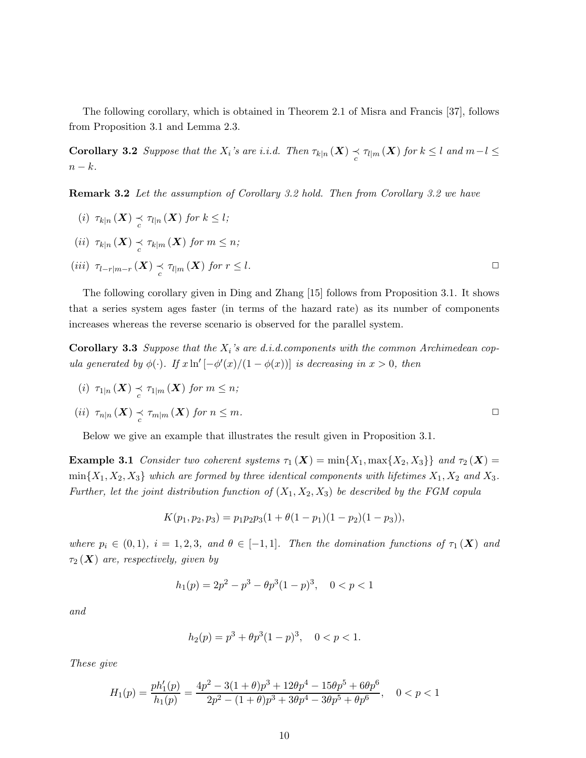The following corollary, which is obtained in Theorem 2.1 of Misra and Francis [37], follows from Proposition 3.1 and Lemma 2.3.

**Corollary 3.2** *Suppose that the $X_i$'s are i.i.d. Then $\tau_{k|n}(\boldsymbol{X}) \underset{c}{\prec} \tau_{l|m}(\boldsymbol{X})$ for $k \leq l$ and $m-l \leq n-k$.*

**Remark 3.2** *Let the assumption of Corollary 3.2 hold. Then from Corollary 3.2 we have*

*(i)* $\tau_{k|n}(\boldsymbol{X}) \underset{c}{\prec} \tau_{l|n}(\boldsymbol{X})$ *for* $k \leq l$;

*(ii)* $\tau_{k|n}(\boldsymbol{X}) \underset{c}{\prec} \tau_{k|m}(\boldsymbol{X})$ *for* $m \leq n$;

*(iii)* $\tau_{l-r|m-r}(\boldsymbol{X}) \underset{c}{\prec} \tau_{l|m}(\boldsymbol{X})$ *for* $r \leq l$. □

The following corollary given in Ding and Zhang [15] follows from Proposition 3.1. It shows that a series system ages faster (in terms of the hazard rate) as its number of components increases whereas the reverse scenario is observed for the parallel system.

**Corollary 3.3** *Suppose that the $X_i$'s are d.i.d.components with the common Archimedean copula generated by $\phi(\cdot)$. If $x\ln'[-\phi'(x)/(1-\phi(x))]$ is decreasing in $x>0$, then*

*(i)* $\tau_{1|n}(\boldsymbol{X}) \underset{c}{\prec} \tau_{1|m}(\boldsymbol{X})$ *for* $m \leq n$;

*(ii)* $\tau_{n|n}(\boldsymbol{X}) \underset{c}{\prec} \tau_{m|m}(\boldsymbol{X})$ *for* $n \leq m$. □

Below we give an example that illustrates the result given in Proposition 3.1.

**Example 3.1** *Consider two coherent systems $\tau_1(\boldsymbol{X}) = \min\{X_1, \max\{X_2, X_3\}\}$ and $\tau_2(\boldsymbol{X}) = \min\{X_1, X_2, X_3\}$ which are formed by three identical components with lifetimes $X_1, X_2$ and $X_3$. Further, let the joint distribution function of $(X_1, X_2, X_3)$ be described by the FGM copula*

$$K(p_1, p_2, p_3) = p_1p_2p_3(1 + \theta(1-p_1)(1-p_2)(1-p_3)),$$

*where $p_i \in (0,1)$, $i = 1,2,3$, and $\theta \in [-1,1]$. Then the domination functions of $\tau_1(\boldsymbol{X})$ and $\tau_2(\boldsymbol{X})$ are, respectively, given by*

$$h_1(p) = 2p^2 - p^3 - \theta p^3(1-p)^3, \quad 0 < p < 1$$

*and*

$$h_2(p) = p^3 + \theta p^3(1-p)^3, \quad 0 < p < 1.$$

*These give*

$$H_1(p) = \frac{ph_1'(p)}{h_1(p)} = \frac{4p^2 - 3(1+\theta)p^3 + 12\theta p^4 - 15\theta p^5 + 6\theta p^6}{2p^2 - (1+\theta)p^3 + 3\theta p^4 - 3\theta p^5 + \theta p^6}, \quad 0 < p < 1$$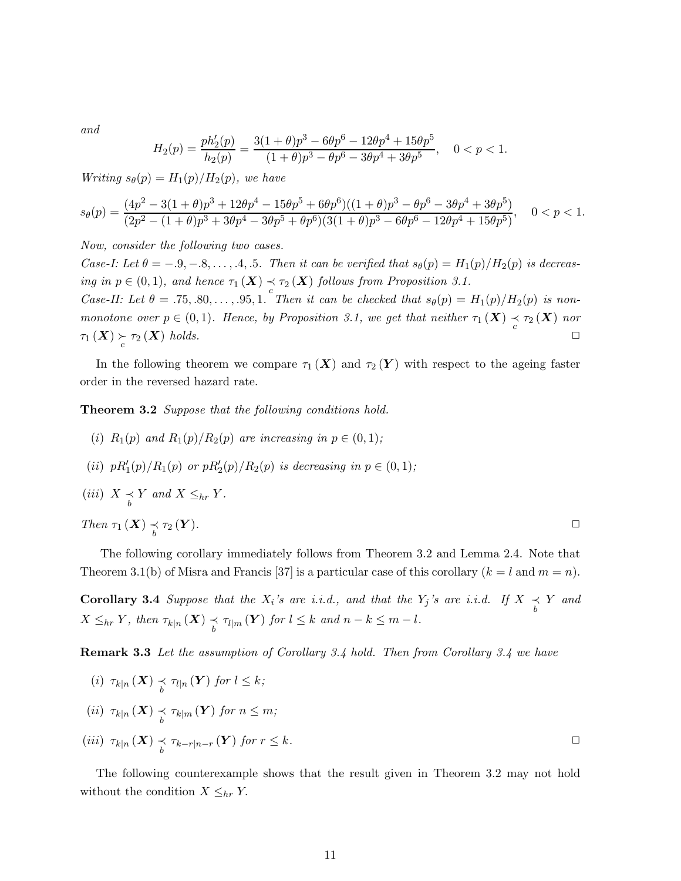*and*

$$H_2(p) = \frac{p h_2'(p)}{h_2(p)} = \frac{3(1+\theta)p^3 - 6\theta p^6 - 12\theta p^4 + 15\theta p^5}{(1+\theta)p^3 - \theta p^6 - 3\theta p^4 + 3\theta p^5}, \quad 0 < p < 1.$$

*Writing* $s_\theta(p) = H_1(p)/H_2(p)$*, we have*

$$s_\theta(p) = \frac{(4p^2 - 3(1+\theta)p^3 + 12\theta p^4 - 15\theta p^5 + 6\theta p^6)((1+\theta)p^3 - \theta p^6 - 3\theta p^4 + 3\theta p^5)}{(2p^2 - (1+\theta)p^3 + 3\theta p^4 - 3\theta p^5 + \theta p^6)(3(1+\theta)p^3 - 6\theta p^6 - 12\theta p^4 + 15\theta p^5)}, \quad 0 < p < 1.$$

*Now, consider the following two cases.*

*Case-I: Let* $\theta = -.9, -.8, \ldots, .4, .5$*. Then it can be verified that* $s_\theta(p) = H_1(p)/H_2(p)$ *is decreasing in* $p \in (0,1)$*, and hence* $\tau_1(\boldsymbol{X}) \underset{c}{\prec} \tau_2(\boldsymbol{X})$ *follows from Proposition 3.1.*

*Case-II: Let* $\theta = .75, .80, \ldots, .95, 1$*. Then it can be checked that* $s_\theta(p) = H_1(p)/H_2(p)$ *is non-monotone over* $p \in (0,1)$*. Hence, by Proposition 3.1, we get that neither* $\tau_1(\boldsymbol{X}) \underset{c}{\prec} \tau_2(\boldsymbol{X})$ *nor* $\tau_1(\boldsymbol{X}) \underset{c}{\succ} \tau_2(\boldsymbol{X})$ *holds.* □

In the following theorem we compare $\tau_1(\boldsymbol{X})$ and $\tau_2(\boldsymbol{Y})$ with respect to the ageing faster order in the reversed hazard rate.

**Theorem 3.2** *Suppose that the following conditions hold.*

*(i)* $R_1(p)$ *and* $R_1(p)/R_2(p)$ *are increasing in* $p \in (0,1)$*;*

*(ii)* $pR_1'(p)/R_1(p)$ *or* $pR_2'(p)/R_2(p)$ *is decreasing in* $p \in (0,1)$*;*

*(iii)* $X \underset{b}{\prec} Y$ *and* $X \leq_{hr} Y$*.*

*Then* $\tau_1(\boldsymbol{X}) \underset{b}{\prec} \tau_2(\boldsymbol{Y})$*.* □

The following corollary immediately follows from Theorem 3.2 and Lemma 2.4. Note that Theorem 3.1(b) of Misra and Francis [37] is a particular case of this corollary ($k = l$ and $m = n$).

**Corollary 3.4** *Suppose that the* $X_i$*'s are i.i.d., and that the* $Y_j$*'s are i.i.d. If* $X \underset{b}{\prec} Y$ *and* $X \leq_{hr} Y$*, then* $\tau_{k|n}(\boldsymbol{X}) \underset{b}{\prec} \tau_{l|m}(\boldsymbol{Y})$ *for* $l \leq k$ *and* $n - k \leq m - l$*.*

**Remark 3.3** *Let the assumption of Corollary 3.4 hold. Then from Corollary 3.4 we have*

*(i)* $\tau_{k|n}(\boldsymbol{X}) \underset{b}{\prec} \tau_{l|n}(\boldsymbol{Y})$ *for* $l \leq k$*;*

*(ii)* $\tau_{k|n}(\boldsymbol{X}) \underset{b}{\prec} \tau_{k|m}(\boldsymbol{Y})$ *for* $n \leq m$*;*

*(iii)* $\tau_{k|n}(\boldsymbol{X}) \underset{b}{\prec} \tau_{k-r|n-r}(\boldsymbol{Y})$ *for* $r \leq k$*.* □

The following counterexample shows that the result given in Theorem 3.2 may not hold without the condition $X \leq_{hr} Y$.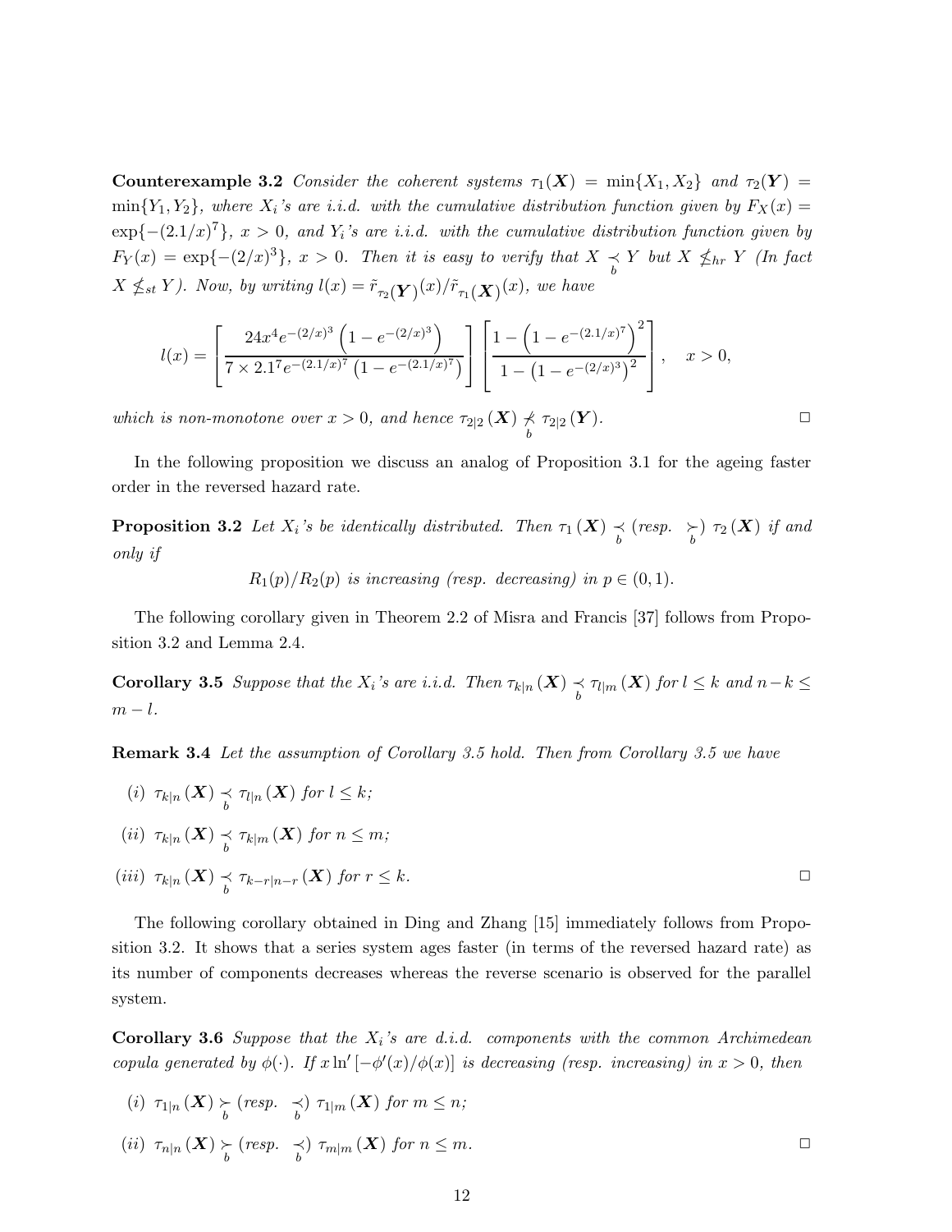**Counterexample 3.2** *Consider the coherent systems $\tau_1(\boldsymbol{X}) = \min\{X_1, X_2\}$ and $\tau_2(\boldsymbol{Y}) = \min\{Y_1, Y_2\}$, where $X_i$'s are i.i.d. with the cumulative distribution function given by $F_X(x) = \exp\{-(2.1/x)^7\}$, $x > 0$, and $Y_i$'s are i.i.d. with the cumulative distribution function given by $F_Y(x) = \exp\{-(2/x)^3\}$, $x > 0$. Then it is easy to verify that $X \underset{b}{\prec} Y$ but $X \nleq_{hr} Y$ (In fact $X \nleq_{st} Y$). Now, by writing $l(x) = \tilde{r}_{\tau_2(\boldsymbol{Y})}(x)/\tilde{r}_{\tau_1(\boldsymbol{X})}(x)$, we have*

$$l(x) = \left[\frac{24x^4 e^{-(2/x)^3}\left(1 - e^{-(2/x)^3}\right)}{7 \times 2.1^7 e^{-(2.1/x)^7}\left(1 - e^{-(2.1/x)^7}\right)}\right]\left[\frac{1 - \left(1 - e^{-(2.1/x)^7}\right)^2}{1 - \left(1 - e^{-(2/x)^3}\right)^2}\right], \quad x > 0,$$

*which is non-monotone over $x > 0$, and hence $\tau_{2|2}(\boldsymbol{X}) \underset{b}{\nprec} \tau_{2|2}(\boldsymbol{Y})$.* □

In the following proposition we discuss an analog of Proposition 3.1 for the ageing faster order in the reversed hazard rate.

**Proposition 3.2** *Let $X_i$'s be identically distributed. Then $\tau_1(\boldsymbol{X}) \underset{b}{\prec}$ (resp. $\underset{b}{\succ}$) $\tau_2(\boldsymbol{X})$ if and only if*

$$R_1(p)/R_2(p) \text{ is increasing (resp. decreasing) in } p \in (0, 1).$$

The following corollary given in Theorem 2.2 of Misra and Francis [37] follows from Proposition 3.2 and Lemma 2.4.

**Corollary 3.5** *Suppose that the $X_i$'s are i.i.d. Then $\tau_{k|n}(\boldsymbol{X}) \underset{b}{\prec} \tau_{l|m}(\boldsymbol{X})$ for $l \le k$ and $n - k \le m - l$.*

**Remark 3.4** *Let the assumption of Corollary 3.5 hold. Then from Corollary 3.5 we have*

*(i) $\tau_{k|n}(\boldsymbol{X}) \underset{b}{\prec} \tau_{l|n}(\boldsymbol{X})$ for $l \le k$;*

*(ii) $\tau_{k|n}(\boldsymbol{X}) \underset{b}{\prec} \tau_{k|m}(\boldsymbol{X})$ for $n \le m$;*

*(iii) $\tau_{k|n}(\boldsymbol{X}) \underset{b}{\prec} \tau_{k-r|n-r}(\boldsymbol{X})$ for $r \le k$.* □

The following corollary obtained in Ding and Zhang [15] immediately follows from Proposition 3.2. It shows that a series system ages faster (in terms of the reversed hazard rate) as its number of components decreases whereas the reverse scenario is observed for the parallel system.

**Corollary 3.6** *Suppose that the $X_i$'s are d.i.d. components with the common Archimedean copula generated by $\phi(\cdot)$. If $x \ln'[-\phi'(x)/\phi(x)]$ is decreasing (resp. increasing) in $x > 0$, then*

*(i) $\tau_{1|n}(\boldsymbol{X}) \underset{b}{\succ}$ (resp. $\underset{b}{\prec}$) $\tau_{1|m}(\boldsymbol{X})$ for $m \le n$;*

*(ii) $\tau_{n|n}(\boldsymbol{X}) \underset{b}{\succ}$ (resp. $\underset{b}{\prec}$) $\tau_{m|m}(\boldsymbol{X})$ for $n \le m$.* □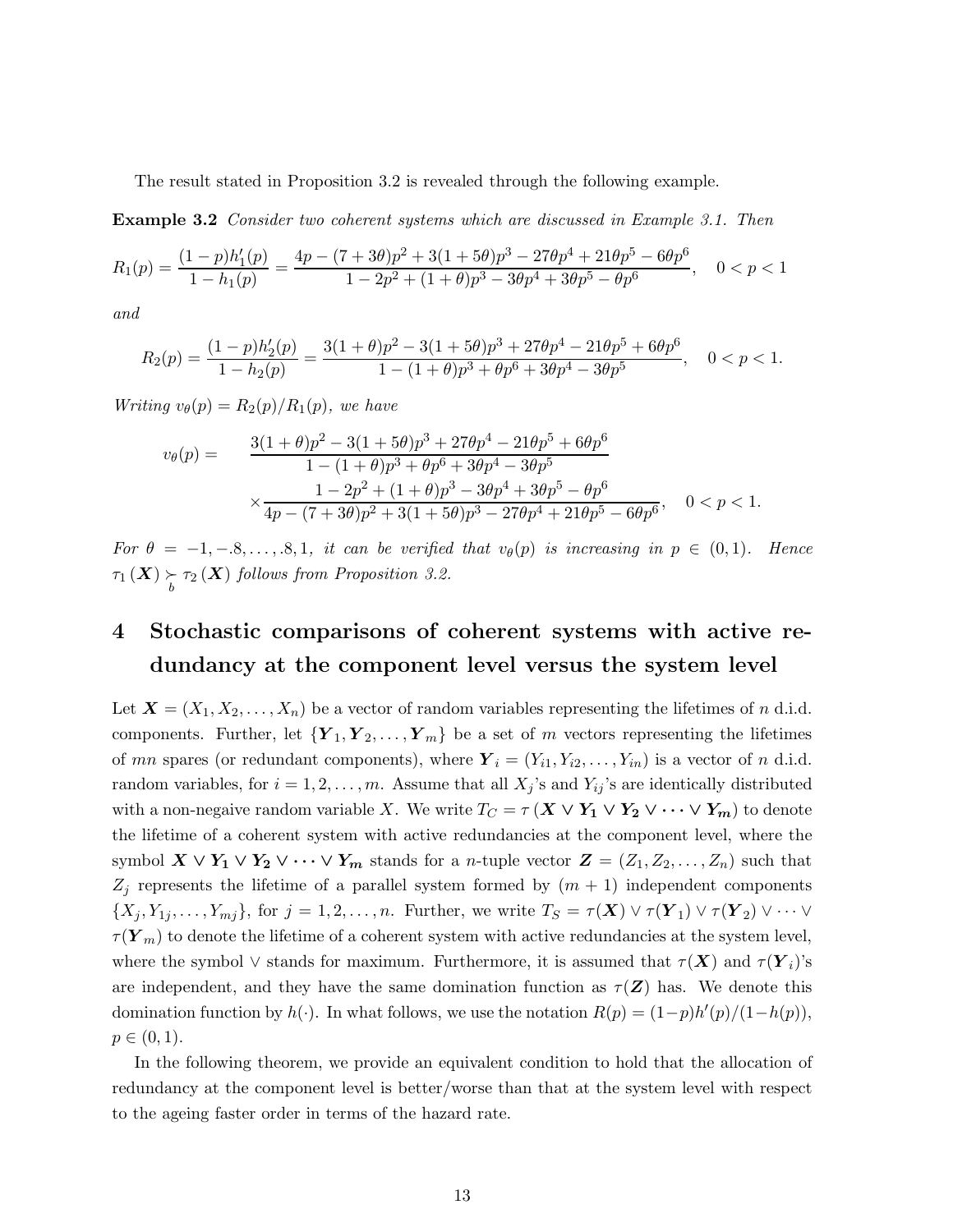The result stated in Proposition 3.2 is revealed through the following example.

**Example 3.2** *Consider two coherent systems which are discussed in Example 3.1. Then*

$$R_1(p) = \frac{(1-p)h_1'(p)}{1-h_1(p)} = \frac{4p-(7+3\theta)p^2+3(1+5\theta)p^3-27\theta p^4+21\theta p^5-6\theta p^6}{1-2p^2+(1+\theta)p^3-3\theta p^4+3\theta p^5-\theta p^6}, \quad 0<p<1$$

*and*

$$R_2(p) = \frac{(1-p)h_2'(p)}{1-h_2(p)} = \frac{3(1+\theta)p^2-3(1+5\theta)p^3+27\theta p^4-21\theta p^5+6\theta p^6}{1-(1+\theta)p^3+\theta p^6+3\theta p^4-3\theta p^5}, \quad 0<p<1.$$

*Writing* $v_\theta(p) = R_2(p)/R_1(p)$*, we have*

$$\begin{aligned} v_\theta(p) = \quad & \frac{3(1+\theta)p^2-3(1+5\theta)p^3+27\theta p^4-21\theta p^5+6\theta p^6}{1-(1+\theta)p^3+\theta p^6+3\theta p^4-3\theta p^5} \\ & \times \frac{1-2p^2+(1+\theta)p^3-3\theta p^4+3\theta p^5-\theta p^6}{4p-(7+3\theta)p^2+3(1+5\theta)p^3-27\theta p^4+21\theta p^5-6\theta p^6}, \quad 0<p<1. \end{aligned}$$

*For* $\theta = -1, -.8, \ldots, .8, 1$*, it can be verified that* $v_\theta(p)$ *is increasing in* $p \in (0,1)$*. Hence* $\tau_1(\boldsymbol{X}) \succ_b \tau_2(\boldsymbol{X})$ *follows from Proposition 3.2.*

# 4 Stochastic comparisons of coherent systems with active redundancy at the component level versus the system level

Let $\boldsymbol{X} = (X_1, X_2, \ldots, X_n)$ be a vector of random variables representing the lifetimes of $n$ d.i.d. components. Further, let $\{\boldsymbol{Y}_1, \boldsymbol{Y}_2, \ldots, \boldsymbol{Y}_m\}$ be a set of $m$ vectors representing the lifetimes of $mn$ spares (or redundant components), where $\boldsymbol{Y}_i = (Y_{i1}, Y_{i2}, \ldots, Y_{in})$ is a vector of $n$ d.i.d. random variables, for $i = 1, 2, \ldots, m$. Assume that all $X_j$'s and $Y_{ij}$'s are identically distributed with a non-negaive random variable $X$. We write $T_C = \tau(\boldsymbol{X} \vee \boldsymbol{Y_1} \vee \boldsymbol{Y_2} \vee \cdots \vee \boldsymbol{Y_m})$ to denote the lifetime of a coherent system with active redundancies at the component level, where the symbol $\boldsymbol{X} \vee \boldsymbol{Y_1} \vee \boldsymbol{Y_2} \vee \cdots \vee \boldsymbol{Y_m}$ stands for a $n$-tuple vector $\boldsymbol{Z} = (Z_1, Z_2, \ldots, Z_n)$ such that $Z_j$ represents the lifetime of a parallel system formed by $(m+1)$ independent components $\{X_j, Y_{1j}, \ldots, Y_{mj}\}$, for $j = 1, 2, \ldots, n$. Further, we write $T_S = \tau(\boldsymbol{X}) \vee \tau(\boldsymbol{Y}_1) \vee \tau(\boldsymbol{Y}_2) \vee \cdots \vee \tau(\boldsymbol{Y}_m)$ to denote the lifetime of a coherent system with active redundancies at the system level, where the symbol $\vee$ stands for maximum. Furthermore, it is assumed that $\tau(\boldsymbol{X})$ and $\tau(\boldsymbol{Y}_i)$'s are independent, and they have the same domination function as $\tau(\boldsymbol{Z})$ has. We denote this domination function by $h(\cdot)$. In what follows, we use the notation $R(p) = (1-p)h'(p)/(1-h(p))$, $p \in (0,1)$.

In the following theorem, we provide an equivalent condition to hold that the allocation of redundancy at the component level is better/worse than that at the system level with respect to the ageing faster order in terms of the hazard rate.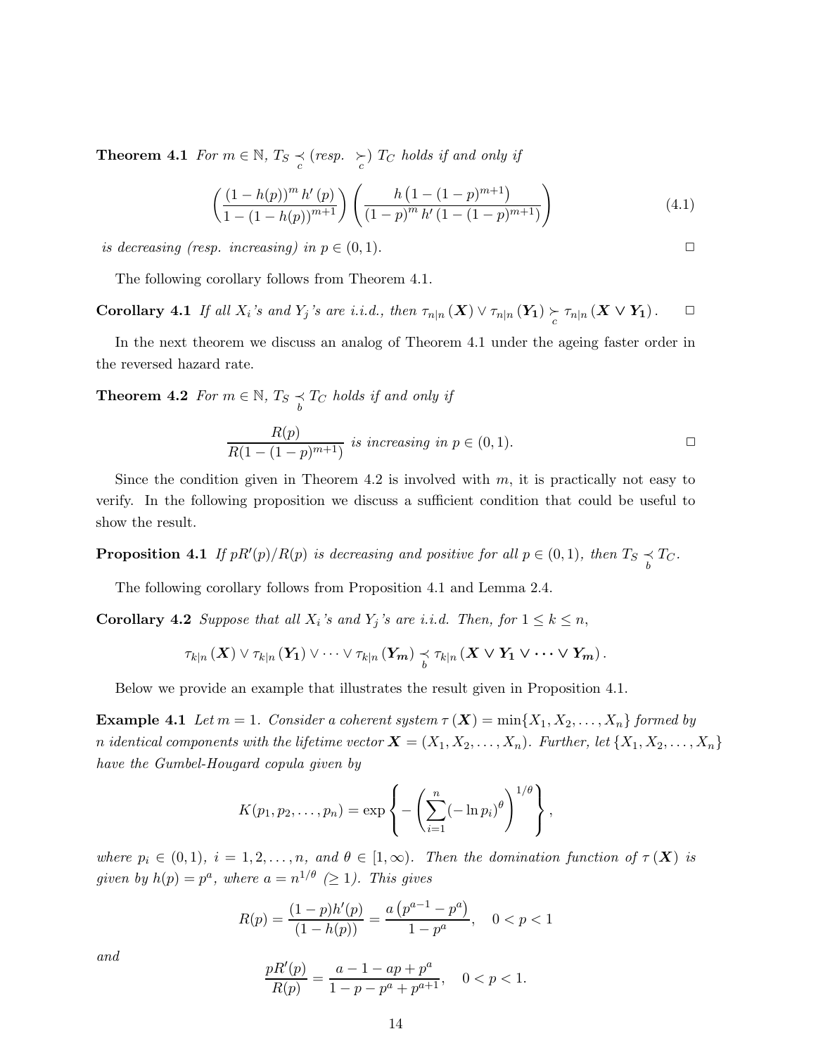**Theorem 4.1** *For $m \in \mathbb{N}$, $T_S \underset{c}{\prec}$ (resp. $\underset{c}{\succ}$) $T_C$ holds if and only if*

$$\left(\frac{(1-h(p))^m\, h'(p)}{1-(1-h(p))^{m+1}}\right)\left(\frac{h\left(1-(1-p)^{m+1}\right)}{(1-p)^m\, h'\left(1-(1-p)^{m+1}\right)}\right) \tag{4.1}$$

*is decreasing (resp. increasing) in $p \in (0,1)$.* $\square$

The following corollary follows from Theorem 4.1.

**Corollary 4.1** *If all $X_i$'s and $Y_j$'s are i.i.d., then $\tau_{n|n}(\boldsymbol{X}) \vee \tau_{n|n}(\boldsymbol{Y_1}) \underset{c}{\succ} \tau_{n|n}(\boldsymbol{X} \vee \boldsymbol{Y_1})$.* $\square$

In the next theorem we discuss an analog of Theorem 4.1 under the ageing faster order in the reversed hazard rate.

**Theorem 4.2** *For $m \in \mathbb{N}$, $T_S \underset{b}{\prec} T_C$ holds if and only if*

$$\frac{R(p)}{R(1-(1-p)^{m+1})} \text{ is increasing in } p \in (0,1). \qquad \square$$

Since the condition given in Theorem 4.2 is involved with $m$, it is practically not easy to verify. In the following proposition we discuss a sufficient condition that could be useful to show the result.

**Proposition 4.1** *If $pR'(p)/R(p)$ is decreasing and positive for all $p \in (0,1)$, then $T_S \underset{b}{\prec} T_C$.*

The following corollary follows from Proposition 4.1 and Lemma 2.4.

**Corollary 4.2** *Suppose that all $X_i$'s and $Y_j$'s are i.i.d. Then, for $1 \le k \le n$,*

$$\tau_{k|n}(\boldsymbol{X}) \vee \tau_{k|n}(\boldsymbol{Y_1}) \vee \cdots \vee \tau_{k|n}(\boldsymbol{Y_m}) \underset{b}{\prec} \tau_{k|n}(\boldsymbol{X} \vee \boldsymbol{Y_1} \vee \cdots \vee \boldsymbol{Y_m}).$$

Below we provide an example that illustrates the result given in Proposition 4.1.

**Example 4.1** *Let $m = 1$. Consider a coherent system $\tau(\boldsymbol{X}) = \min\{X_1, X_2, \ldots, X_n\}$ formed by $n$ identical components with the lifetime vector $\boldsymbol{X} = (X_1, X_2, \ldots, X_n)$. Further, let $\{X_1, X_2, \ldots, X_n\}$ have the Gumbel-Hougard copula given by*

$$K(p_1, p_2, \ldots, p_n) = \exp\left\{-\left(\sum_{i=1}^{n}(-\ln p_i)^\theta\right)^{1/\theta}\right\},$$

*where $p_i \in (0,1)$, $i = 1, 2, \ldots, n$, and $\theta \in [1, \infty)$. Then the domination function of $\tau(\boldsymbol{X})$ is given by $h(p) = p^a$, where $a = n^{1/\theta}$ ($\ge 1$). This gives*

$$R(p) = \frac{(1-p)h'(p)}{(1-h(p))} = \frac{a\left(p^{a-1} - p^a\right)}{1-p^a}, \quad 0 < p < 1$$

*and*

$$\frac{pR'(p)}{R(p)} = \frac{a - 1 - ap + p^a}{1 - p - p^a + p^{a+1}}, \quad 0 < p < 1.$$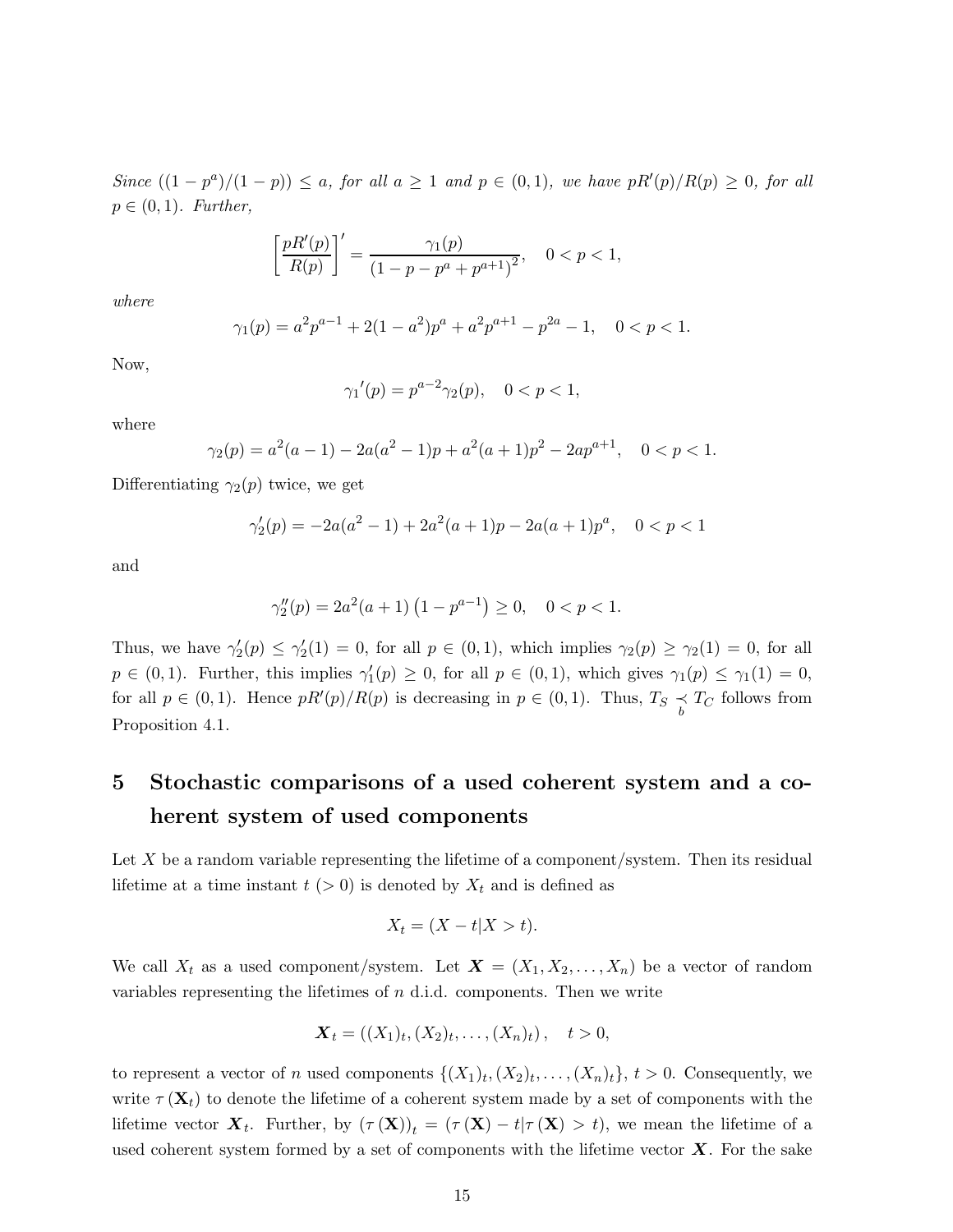*Since $((1-p^a)/(1-p)) \leq a$, for all $a \geq 1$ and $p \in (0,1)$, we have $pR'(p)/R(p) \geq 0$, for all $p \in (0,1)$. Further,*

$$\left[\frac{pR'(p)}{R(p)}\right]' = \frac{\gamma_1(p)}{\left(1-p-p^a+p^{a+1}\right)^2}, \quad 0<p<1,$$

*where*

$$\gamma_1(p) = a^2 p^{a-1} + 2(1-a^2)p^a + a^2 p^{a+1} - p^{2a} - 1, \quad 0<p<1.$$

Now,

$$\gamma_1{}'(p) = p^{a-2}\gamma_2(p), \quad 0<p<1,$$

where

$$\gamma_2(p) = a^2(a-1) - 2a(a^2-1)p + a^2(a+1)p^2 - 2ap^{a+1}, \quad 0<p<1.$$

Differentiating $\gamma_2(p)$ twice, we get

$$\gamma_2'(p) = -2a(a^2-1) + 2a^2(a+1)p - 2a(a+1)p^a, \quad 0<p<1$$

and

$$\gamma_2''(p) = 2a^2(a+1)\left(1-p^{a-1}\right) \geq 0, \quad 0<p<1.$$

Thus, we have $\gamma_2'(p) \leq \gamma_2'(1) = 0$, for all $p \in (0,1)$, which implies $\gamma_2(p) \geq \gamma_2(1) = 0$, for all $p \in (0,1)$. Further, this implies $\gamma_1'(p) \geq 0$, for all $p \in (0,1)$, which gives $\gamma_1(p) \leq \gamma_1(1) = 0$, for all $p \in (0,1)$. Hence $pR'(p)/R(p)$ is decreasing in $p \in (0,1)$. Thus, $T_S \underset{b}{\prec} T_C$ follows from Proposition 4.1.

# 5 Stochastic comparisons of a used coherent system and a coherent system of used components

Let $X$ be a random variable representing the lifetime of a component/system. Then its residual lifetime at a time instant $t\ (>0)$ is denoted by $X_t$ and is defined as

$$X_t = (X - t | X > t).$$

We call $X_t$ as a used component/system. Let $\boldsymbol{X} = (X_1, X_2, \ldots, X_n)$ be a vector of random variables representing the lifetimes of $n$ d.i.d. components. Then we write

$$\boldsymbol{X}_t = \left((X_1)_t, (X_2)_t, \ldots, (X_n)_t\right), \quad t>0,$$

to represent a vector of $n$ used components $\{(X_1)_t, (X_2)_t, \ldots, (X_n)_t\}$, $t>0$. Consequently, we write $\tau(\mathbf{X}_t)$ to denote the lifetime of a coherent system made by a set of components with the lifetime vector $\boldsymbol{X}_t$. Further, by $(\tau(\mathbf{X}))_t = (\tau(\mathbf{X}) - t | \tau(\mathbf{X}) > t)$, we mean the lifetime of a used coherent system formed by a set of components with the lifetime vector $\boldsymbol{X}$. For the sake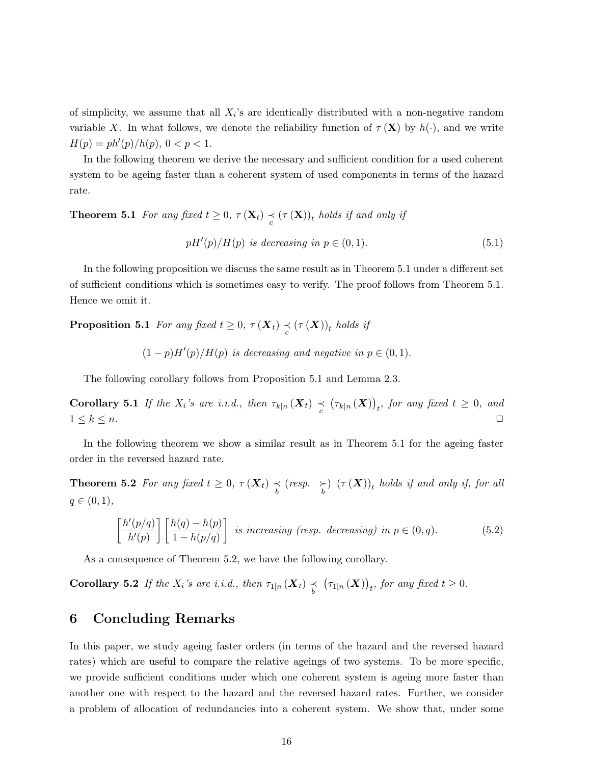of simplicity, we assume that all $X_i$'s are identically distributed with a non-negative random variable $X$. In what follows, we denote the reliability function of $\tau(\mathbf{X})$ by $h(\cdot)$, and we write $H(p) = ph'(p)/h(p)$, $0 < p < 1$.

In the following theorem we derive the necessary and sufficient condition for a used coherent system to be ageing faster than a coherent system of used components in terms of the hazard rate.

**Theorem 5.1** *For any fixed $t \geq 0$, $\tau(\mathbf{X}_t) \underset{c}{\prec} (\tau(\mathbf{X}))_t$ holds if and only if*

$$pH'(p)/H(p) \text{ is decreasing in } p \in (0,1). \tag{5.1}$$

In the following proposition we discuss the same result as in Theorem 5.1 under a different set of sufficient conditions which is sometimes easy to verify. The proof follows from Theorem 5.1. Hence we omit it.

**Proposition 5.1** *For any fixed $t \geq 0$, $\tau(\boldsymbol{X}_t) \underset{c}{\prec} (\tau(\boldsymbol{X}))_t$ holds if*

$$(1-p)H'(p)/H(p) \text{ is decreasing and negative in } p \in (0,1).$$

The following corollary follows from Proposition 5.1 and Lemma 2.3.

**Corollary 5.1** *If the $X_i$'s are i.i.d., then $\tau_{k|n}(\boldsymbol{X}_t) \underset{c}{\prec} \left(\tau_{k|n}(\boldsymbol{X})\right)_t$, for any fixed $t \geq 0$, and $1 \leq k \leq n$.* □

In the following theorem we show a similar result as in Theorem 5.1 for the ageing faster order in the reversed hazard rate.

**Theorem 5.2** *For any fixed $t \geq 0$, $\tau(\boldsymbol{X}_t) \underset{b}{\prec}$ (resp. $\underset{b}{\succ}$) $(\tau(\boldsymbol{X}))_t$ holds if and only if, for all $q \in (0,1)$,*

$$\left[\frac{h'(p/q)}{h'(p)}\right]\left[\frac{h(q)-h(p)}{1-h(p/q)}\right] \text{ is increasing (resp. decreasing) in } p \in (0,q). \tag{5.2}$$

As a consequence of Theorem 5.2, we have the following corollary.

**Corollary 5.2** *If the $X_i$'s are i.i.d., then $\tau_{1|n}(\boldsymbol{X}_t) \underset{b}{\prec} \left(\tau_{1|n}(\boldsymbol{X})\right)_t$, for any fixed $t \geq 0$.*

# 6 Concluding Remarks

In this paper, we study ageing faster orders (in terms of the hazard and the reversed hazard rates) which are useful to compare the relative ageings of two systems. To be more specific, we provide sufficient conditions under which one coherent system is ageing more faster than another one with respect to the hazard and the reversed hazard rates. Further, we consider a problem of allocation of redundancies into a coherent system. We show that, under some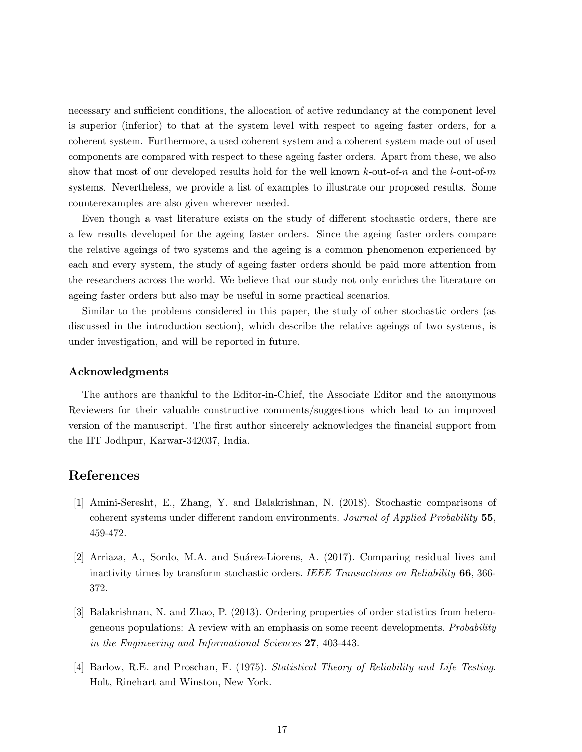necessary and sufficient conditions, the allocation of active redundancy at the component level is superior (inferior) to that at the system level with respect to ageing faster orders, for a coherent system. Furthermore, a used coherent system and a coherent system made out of used components are compared with respect to these ageing faster orders. Apart from these, we also show that most of our developed results hold for the well known $k$-out-of-$n$ and the $l$-out-of-$m$ systems. Nevertheless, we provide a list of examples to illustrate our proposed results. Some counterexamples are also given wherever needed.

Even though a vast literature exists on the study of different stochastic orders, there are a few results developed for the ageing faster orders. Since the ageing faster orders compare the relative ageings of two systems and the ageing is a common phenomenon experienced by each and every system, the study of ageing faster orders should be paid more attention from the researchers across the world. We believe that our study not only enriches the literature on ageing faster orders but also may be useful in some practical scenarios.

Similar to the problems considered in this paper, the study of other stochastic orders (as discussed in the introduction section), which describe the relative ageings of two systems, is under investigation, and will be reported in future.

### Acknowledgments

The authors are thankful to the Editor-in-Chief, the Associate Editor and the anonymous Reviewers for their valuable constructive comments/suggestions which lead to an improved version of the manuscript. The first author sincerely acknowledges the financial support from the IIT Jodhpur, Karwar-342037, India.

## References

[1] Amini-Seresht, E., Zhang, Y. and Balakrishnan, N. (2018). Stochastic comparisons of coherent systems under different random environments. *Journal of Applied Probability* **55**, 459-472.

[2] Arriaza, A., Sordo, M.A. and Suárez-Liorens, A. (2017). Comparing residual lives and inactivity times by transform stochastic orders. *IEEE Transactions on Reliability* **66**, 366-372.

[3] Balakrishnan, N. and Zhao, P. (2013). Ordering properties of order statistics from heterogeneous populations: A review with an emphasis on some recent developments. *Probability in the Engineering and Informational Sciences* **27**, 403-443.

[4] Barlow, R.E. and Proschan, F. (1975). *Statistical Theory of Reliability and Life Testing*. Holt, Rinehart and Winston, New York.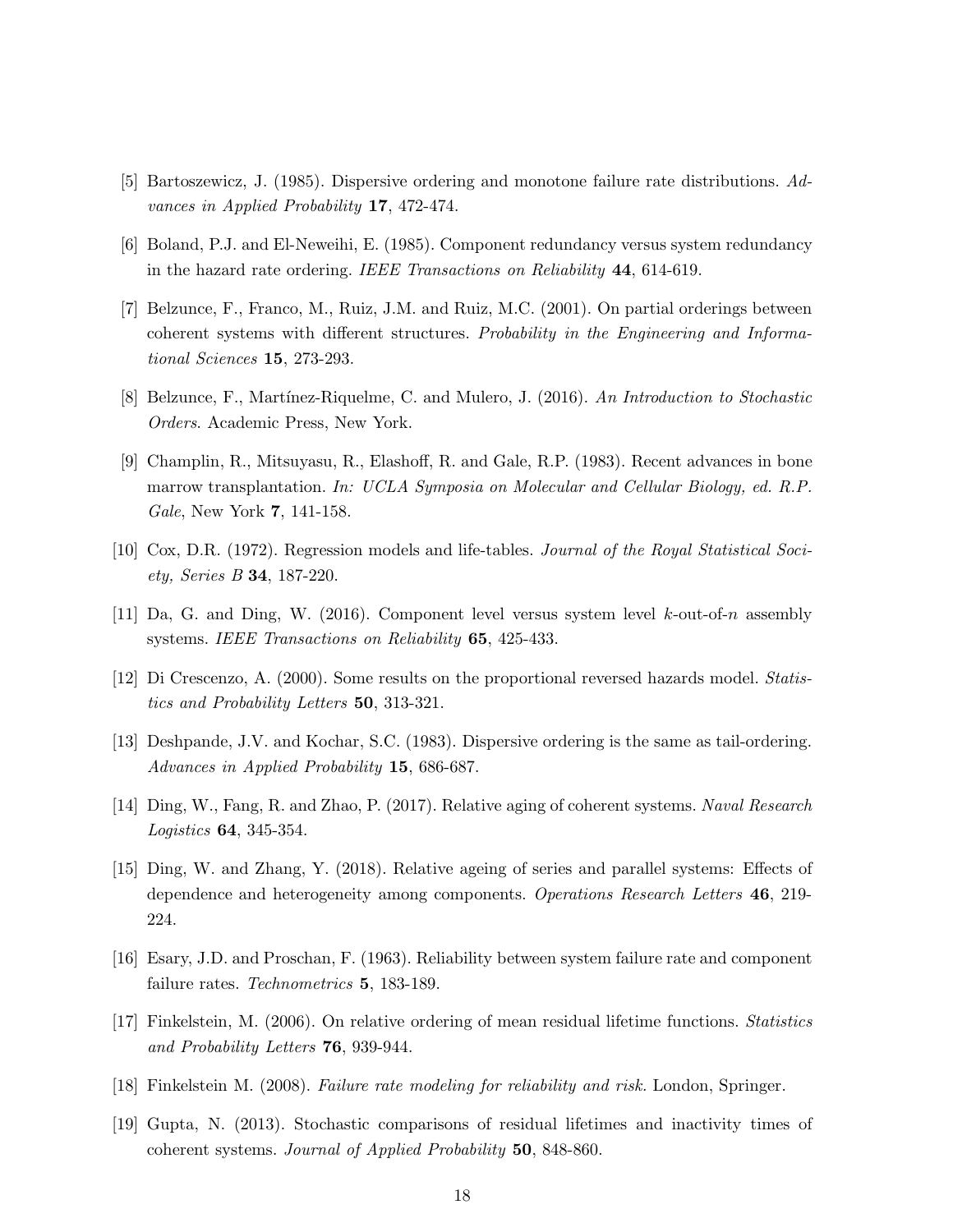[5] Bartoszewicz, J. (1985). Dispersive ordering and monotone failure rate distributions. *Advances in Applied Probability* **17**, 472-474.

[6] Boland, P.J. and El-Neweihi, E. (1985). Component redundancy versus system redundancy in the hazard rate ordering. *IEEE Transactions on Reliability* **44**, 614-619.

[7] Belzunce, F., Franco, M., Ruiz, J.M. and Ruiz, M.C. (2001). On partial orderings between coherent systems with different structures. *Probability in the Engineering and Informational Sciences* **15**, 273-293.

[8] Belzunce, F., Martínez-Riquelme, C. and Mulero, J. (2016). *An Introduction to Stochastic Orders*. Academic Press, New York.

[9] Champlin, R., Mitsuyasu, R., Elashoff, R. and Gale, R.P. (1983). Recent advances in bone marrow transplantation. *In: UCLA Symposia on Molecular and Cellular Biology, ed. R.P. Gale*, New York **7**, 141-158.

[10] Cox, D.R. (1972). Regression models and life-tables. *Journal of the Royal Statistical Society, Series B* **34**, 187-220.

[11] Da, G. and Ding, W. (2016). Component level versus system level $k$-out-of-$n$ assembly systems. *IEEE Transactions on Reliability* **65**, 425-433.

[12] Di Crescenzo, A. (2000). Some results on the proportional reversed hazards model. *Statistics and Probability Letters* **50**, 313-321.

[13] Deshpande, J.V. and Kochar, S.C. (1983). Dispersive ordering is the same as tail-ordering. *Advances in Applied Probability* **15**, 686-687.

[14] Ding, W., Fang, R. and Zhao, P. (2017). Relative aging of coherent systems. *Naval Research Logistics* **64**, 345-354.

[15] Ding, W. and Zhang, Y. (2018). Relative ageing of series and parallel systems: Effects of dependence and heterogeneity among components. *Operations Research Letters* **46**, 219-224.

[16] Esary, J.D. and Proschan, F. (1963). Reliability between system failure rate and component failure rates. *Technometrics* **5**, 183-189.

[17] Finkelstein, M. (2006). On relative ordering of mean residual lifetime functions. *Statistics and Probability Letters* **76**, 939-944.

[18] Finkelstein M. (2008). *Failure rate modeling for reliability and risk.* London, Springer.

[19] Gupta, N. (2013). Stochastic comparisons of residual lifetimes and inactivity times of coherent systems. *Journal of Applied Probability* **50**, 848-860.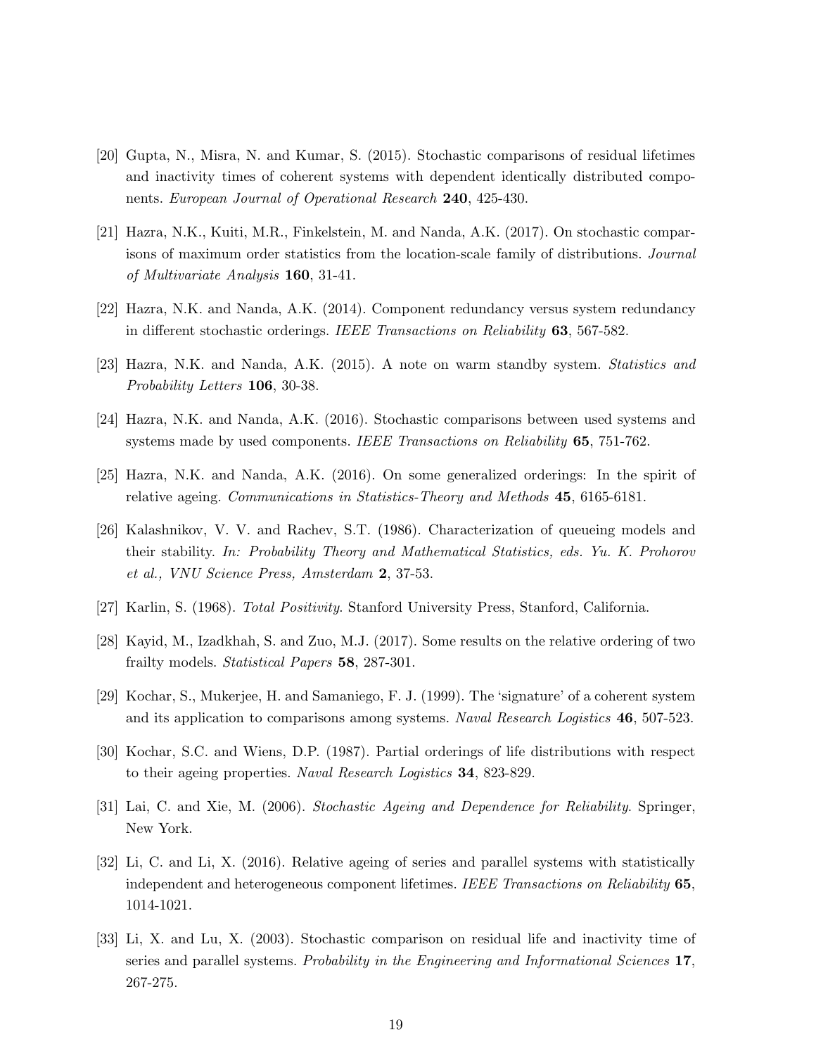[20] Gupta, N., Misra, N. and Kumar, S. (2015). Stochastic comparisons of residual lifetimes and inactivity times of coherent systems with dependent identically distributed components. *European Journal of Operational Research* **240**, 425-430.

[21] Hazra, N.K., Kuiti, M.R., Finkelstein, M. and Nanda, A.K. (2017). On stochastic comparisons of maximum order statistics from the location-scale family of distributions. *Journal of Multivariate Analysis* **160**, 31-41.

[22] Hazra, N.K. and Nanda, A.K. (2014). Component redundancy versus system redundancy in different stochastic orderings. *IEEE Transactions on Reliability* **63**, 567-582.

[23] Hazra, N.K. and Nanda, A.K. (2015). A note on warm standby system. *Statistics and Probability Letters* **106**, 30-38.

[24] Hazra, N.K. and Nanda, A.K. (2016). Stochastic comparisons between used systems and systems made by used components. *IEEE Transactions on Reliability* **65**, 751-762.

[25] Hazra, N.K. and Nanda, A.K. (2016). On some generalized orderings: In the spirit of relative ageing. *Communications in Statistics-Theory and Methods* **45**, 6165-6181.

[26] Kalashnikov, V. V. and Rachev, S.T. (1986). Characterization of queueing models and their stability. *In: Probability Theory and Mathematical Statistics, eds. Yu. K. Prohorov et al., VNU Science Press, Amsterdam* **2**, 37-53.

[27] Karlin, S. (1968). *Total Positivity*. Stanford University Press, Stanford, California.

[28] Kayid, M., Izadkhah, S. and Zuo, M.J. (2017). Some results on the relative ordering of two frailty models. *Statistical Papers* **58**, 287-301.

[29] Kochar, S., Mukerjee, H. and Samaniego, F. J. (1999). The 'signature' of a coherent system and its application to comparisons among systems. *Naval Research Logistics* **46**, 507-523.

[30] Kochar, S.C. and Wiens, D.P. (1987). Partial orderings of life distributions with respect to their ageing properties. *Naval Research Logistics* **34**, 823-829.

[31] Lai, C. and Xie, M. (2006). *Stochastic Ageing and Dependence for Reliability*. Springer, New York.

[32] Li, C. and Li, X. (2016). Relative ageing of series and parallel systems with statistically independent and heterogeneous component lifetimes. *IEEE Transactions on Reliability* **65**, 1014-1021.

[33] Li, X. and Lu, X. (2003). Stochastic comparison on residual life and inactivity time of series and parallel systems. *Probability in the Engineering and Informational Sciences* **17**, 267-275.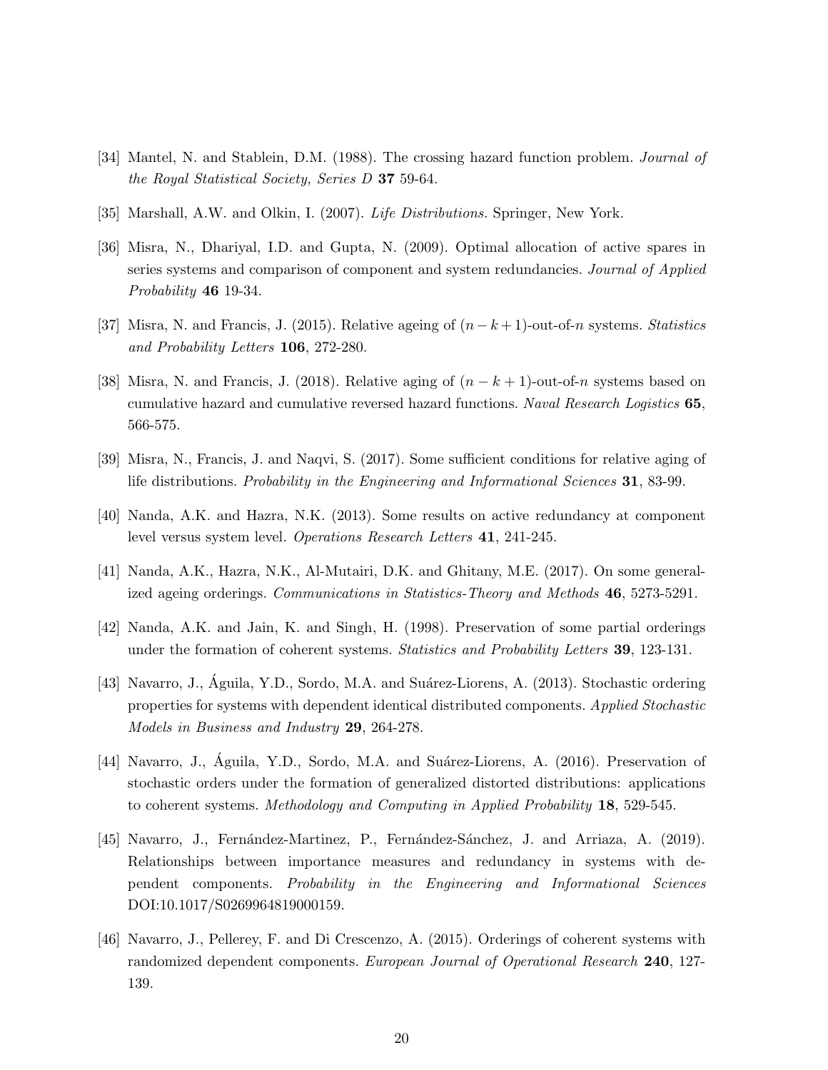[34] Mantel, N. and Stablein, D.M. (1988). The crossing hazard function problem. *Journal of the Royal Statistical Society, Series D* **37** 59-64.

[35] Marshall, A.W. and Olkin, I. (2007). *Life Distributions.* Springer, New York.

[36] Misra, N., Dhariyal, I.D. and Gupta, N. (2009). Optimal allocation of active spares in series systems and comparison of component and system redundancies. *Journal of Applied Probability* **46** 19-34.

[37] Misra, N. and Francis, J. (2015). Relative ageing of $(n-k+1)$-out-of-$n$ systems. *Statistics and Probability Letters* **106**, 272-280.

[38] Misra, N. and Francis, J. (2018). Relative aging of $(n-k+1)$-out-of-$n$ systems based on cumulative hazard and cumulative reversed hazard functions. *Naval Research Logistics* **65**, 566-575.

[39] Misra, N., Francis, J. and Naqvi, S. (2017). Some sufficient conditions for relative aging of life distributions. *Probability in the Engineering and Informational Sciences* **31**, 83-99.

[40] Nanda, A.K. and Hazra, N.K. (2013). Some results on active redundancy at component level versus system level. *Operations Research Letters* **41**, 241-245.

[41] Nanda, A.K., Hazra, N.K., Al-Mutairi, D.K. and Ghitany, M.E. (2017). On some generalized ageing orderings. *Communications in Statistics-Theory and Methods* **46**, 5273-5291.

[42] Nanda, A.K. and Jain, K. and Singh, H. (1998). Preservation of some partial orderings under the formation of coherent systems. *Statistics and Probability Letters* **39**, 123-131.

[43] Navarro, J., Águila, Y.D., Sordo, M.A. and Suárez-Liorens, A. (2013). Stochastic ordering properties for systems with dependent identical distributed components. *Applied Stochastic Models in Business and Industry* **29**, 264-278.

[44] Navarro, J., Águila, Y.D., Sordo, M.A. and Suárez-Liorens, A. (2016). Preservation of stochastic orders under the formation of generalized distorted distributions: applications to coherent systems. *Methodology and Computing in Applied Probability* **18**, 529-545.

[45] Navarro, J., Fernández-Martinez, P., Fernández-Sánchez, J. and Arriaza, A. (2019). Relationships between importance measures and redundancy in systems with dependent components. *Probability in the Engineering and Informational Sciences* DOI:10.1017/S0269964819000159.

[46] Navarro, J., Pellerey, F. and Di Crescenzo, A. (2015). Orderings of coherent systems with randomized dependent components. *European Journal of Operational Research* **240**, 127-139.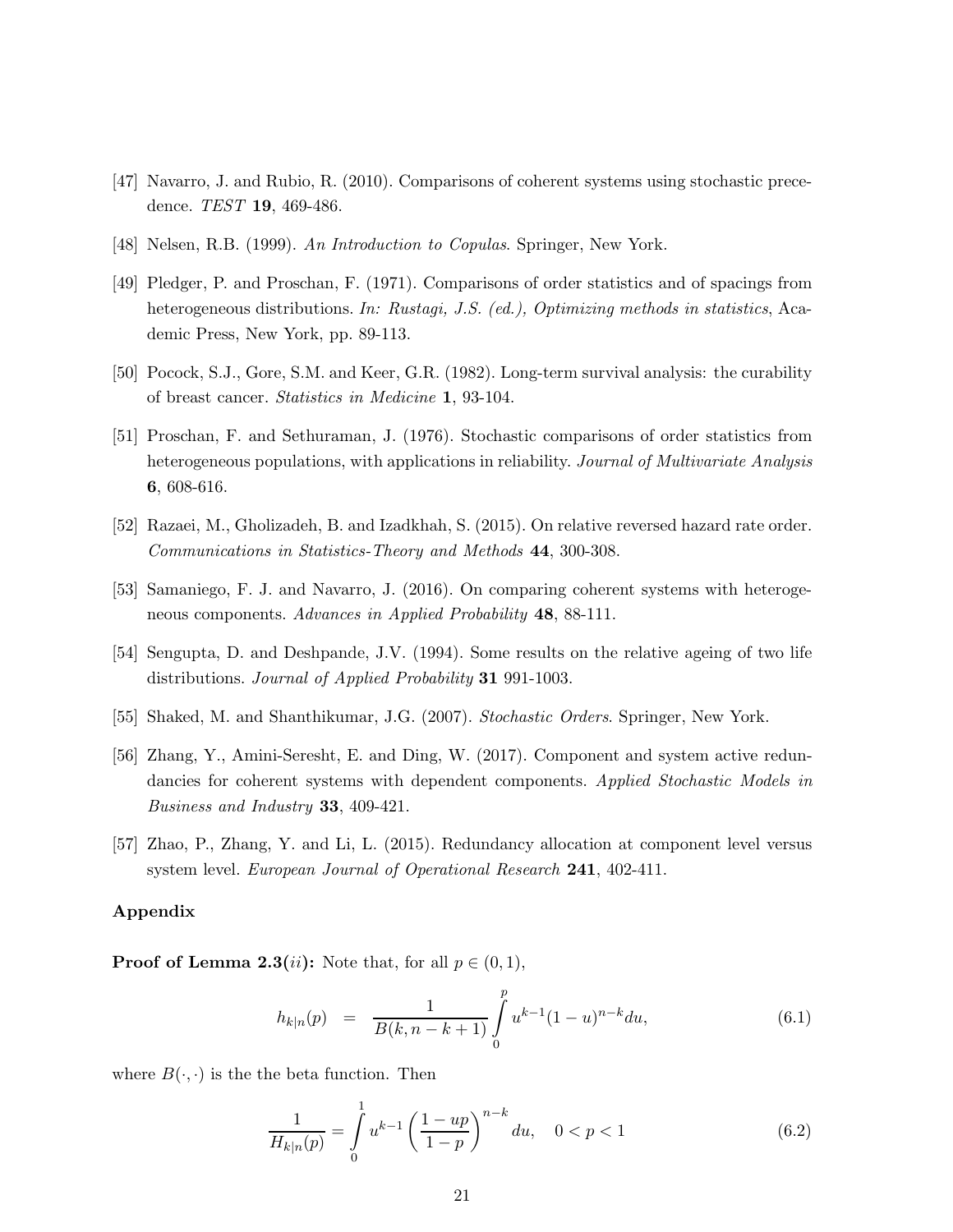[47] Navarro, J. and Rubio, R. (2010). Comparisons of coherent systems using stochastic precedence. *TEST* **19**, 469-486.

[48] Nelsen, R.B. (1999). *An Introduction to Copulas*. Springer, New York.

[49] Pledger, P. and Proschan, F. (1971). Comparisons of order statistics and of spacings from heterogeneous distributions. *In: Rustagi, J.S. (ed.), Optimizing methods in statistics*, Academic Press, New York, pp. 89-113.

[50] Pocock, S.J., Gore, S.M. and Keer, G.R. (1982). Long-term survival analysis: the curability of breast cancer. *Statistics in Medicine* **1**, 93-104.

[51] Proschan, F. and Sethuraman, J. (1976). Stochastic comparisons of order statistics from heterogeneous populations, with applications in reliability. *Journal of Multivariate Analysis* **6**, 608-616.

[52] Razaei, M., Gholizadeh, B. and Izadkhah, S. (2015). On relative reversed hazard rate order. *Communications in Statistics-Theory and Methods* **44**, 300-308.

[53] Samaniego, F. J. and Navarro, J. (2016). On comparing coherent systems with heterogeneous components. *Advances in Applied Probability* **48**, 88-111.

[54] Sengupta, D. and Deshpande, J.V. (1994). Some results on the relative ageing of two life distributions. *Journal of Applied Probability* **31** 991-1003.

[55] Shaked, M. and Shanthikumar, J.G. (2007). *Stochastic Orders*. Springer, New York.

[56] Zhang, Y., Amini-Seresht, E. and Ding, W. (2017). Component and system active redundancies for coherent systems with dependent components. *Applied Stochastic Models in Business and Industry* **33**, 409-421.

[57] Zhao, P., Zhang, Y. and Li, L. (2015). Redundancy allocation at component level versus system level. *European Journal of Operational Research* **241**, 402-411.

## Appendix

**Proof of Lemma 2.3($ii$):** Note that, for all $p \in (0, 1)$,

$$h_{k|n}(p) \quad = \quad \frac{1}{B(k, n-k+1)} \int_0^p u^{k-1}(1-u)^{n-k} du, \tag{6.1}$$

where $B(\cdot, \cdot)$ is the the beta function. Then

$$\frac{1}{H_{k|n}(p)} = \int_0^1 u^{k-1} \left( \frac{1-up}{1-p} \right)^{n-k} du, \quad 0 < p < 1 \tag{6.2}$$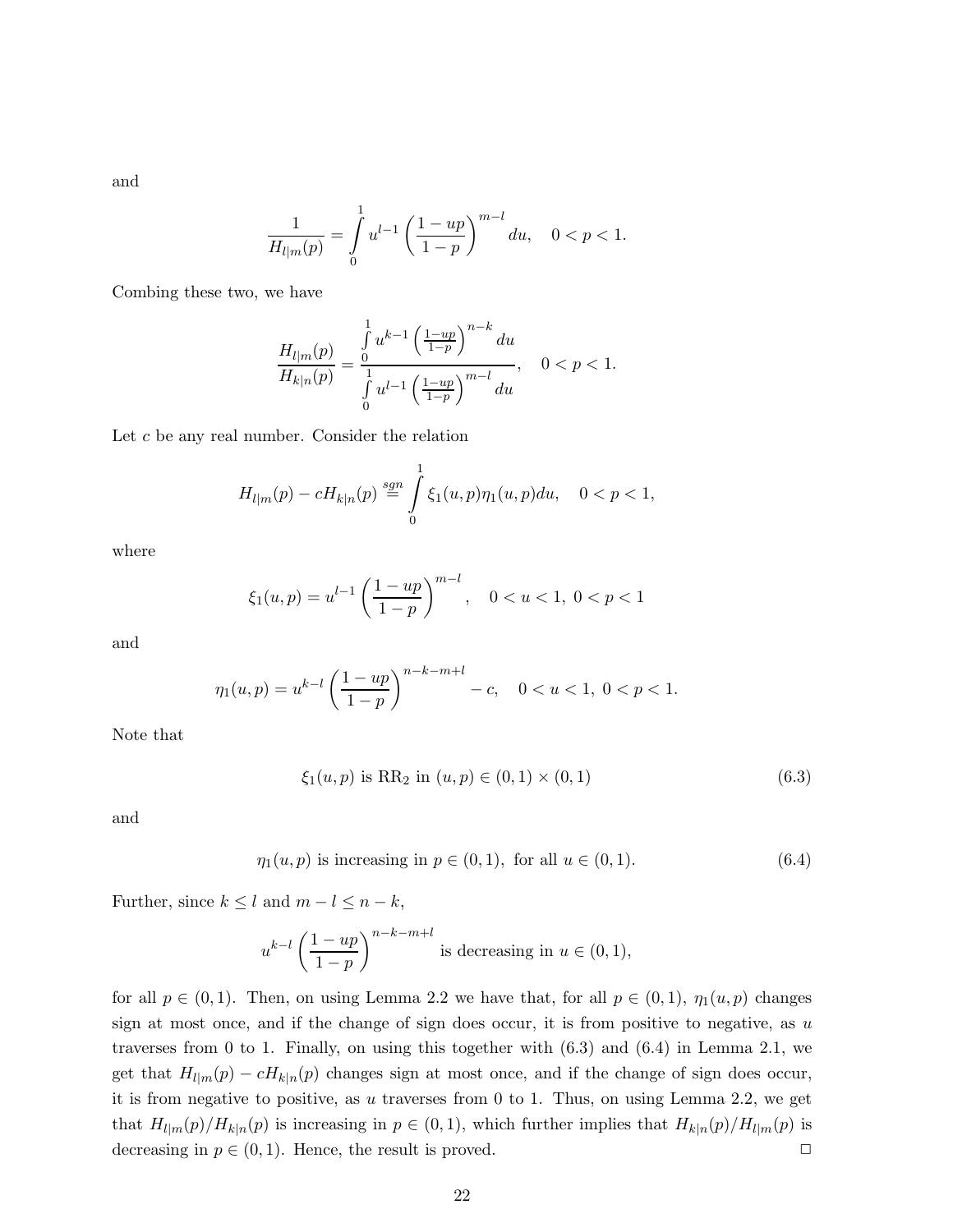and

$$\frac{1}{H_{l|m}(p)} = \int_{0}^{1} u^{l-1} \left( \frac{1-up}{1-p} \right)^{m-l} du, \quad 0 < p < 1.$$

Combing these two, we have

$$\frac{H_{l|m}(p)}{H_{k|n}(p)} = \frac{\int_{0}^{1} u^{k-1} \left( \frac{1-up}{1-p} \right)^{n-k} du}{\int_{0}^{1} u^{l-1} \left( \frac{1-up}{1-p} \right)^{m-l} du}, \quad 0 < p < 1.$$

Let $c$ be any real number. Consider the relation

$$H_{l|m}(p) - cH_{k|n}(p) \overset{sgn}{=} \int_{0}^{1} \xi_1(u,p)\eta_1(u,p)du, \quad 0 < p < 1,$$

where

$$\xi_1(u,p) = u^{l-1} \left( \frac{1-up}{1-p} \right)^{m-l}, \quad 0 < u < 1,\ 0 < p < 1$$

and

$$\eta_1(u,p) = u^{k-l} \left( \frac{1-up}{1-p} \right)^{n-k-m+l} - c, \quad 0 < u < 1,\ 0 < p < 1.$$

Note that

$$\xi_1(u,p) \text{ is } \mathrm{RR}_2 \text{ in } (u,p) \in (0,1) \times (0,1) \tag{6.3}$$

and

$$\eta_1(u,p) \text{ is increasing in } p \in (0,1), \text{ for all } u \in (0,1). \tag{6.4}$$

Further, since $k \leq l$ and $m - l \leq n - k$,

$$u^{k-l} \left( \frac{1-up}{1-p} \right)^{n-k-m+l} \text{ is decreasing in } u \in (0,1),$$

for all $p \in (0,1)$. Then, on using Lemma 2.2 we have that, for all $p \in (0,1)$, $\eta_1(u,p)$ changes sign at most once, and if the change of sign does occur, it is from positive to negative, as $u$ traverses from 0 to 1. Finally, on using this together with (6.3) and (6.4) in Lemma 2.1, we get that $H_{l|m}(p) - cH_{k|n}(p)$ changes sign at most once, and if the change of sign does occur, it is from negative to positive, as $u$ traverses from 0 to 1. Thus, on using Lemma 2.2, we get that $H_{l|m}(p)/H_{k|n}(p)$ is increasing in $p \in (0,1)$, which further implies that $H_{k|n}(p)/H_{l|m}(p)$ is decreasing in $p \in (0,1)$. Hence, the result is proved. □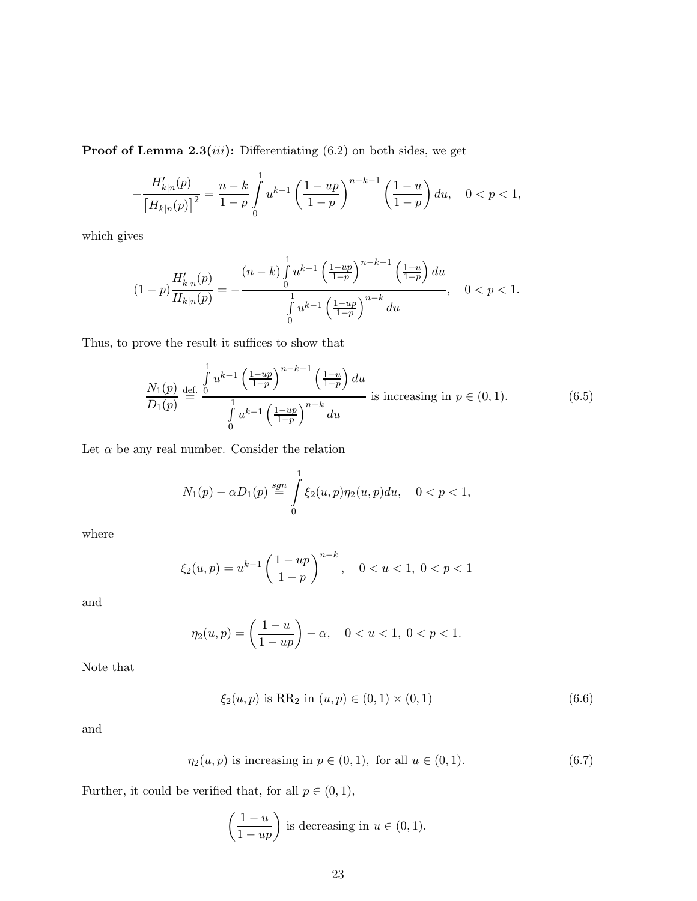**Proof of Lemma 2.3$(iii)$:** Differentiating (6.2) on both sides, we get

$$-\frac{H'_{k|n}(p)}{\left[H_{k|n}(p)\right]^2} = \frac{n-k}{1-p}\int\limits_0^1 u^{k-1}\left(\frac{1-up}{1-p}\right)^{n-k-1}\left(\frac{1-u}{1-p}\right)du, \quad 0<p<1,$$

which gives

$$(1-p)\frac{H'_{k|n}(p)}{H_{k|n}(p)} = -\frac{(n-k)\int\limits_0^1 u^{k-1}\left(\frac{1-up}{1-p}\right)^{n-k-1}\left(\frac{1-u}{1-p}\right)du}{\int\limits_0^1 u^{k-1}\left(\frac{1-up}{1-p}\right)^{n-k}du}, \quad 0<p<1.$$

Thus, to prove the result it suffices to show that

$$\frac{N_1(p)}{D_1(p)} \overset{\text{def.}}{=} \frac{\int\limits_0^1 u^{k-1}\left(\frac{1-up}{1-p}\right)^{n-k-1}\left(\frac{1-u}{1-p}\right)du}{\int\limits_0^1 u^{k-1}\left(\frac{1-up}{1-p}\right)^{n-k}du} \text{ is increasing in } p\in(0,1). \tag{6.5}$$

Let $\alpha$ be any real number. Consider the relation

$$N_1(p)-\alpha D_1(p) \overset{sgn}{=} \int\limits_0^1 \xi_2(u,p)\eta_2(u,p)du, \quad 0<p<1,$$

where

$$\xi_2(u,p) = u^{k-1}\left(\frac{1-up}{1-p}\right)^{n-k}, \quad 0<u<1,\ 0<p<1$$

and

$$\eta_2(u,p) = \left(\frac{1-u}{1-up}\right)-\alpha, \quad 0<u<1,\ 0<p<1.$$

Note that

$$\xi_2(u,p) \text{ is } \mathrm{RR}_2 \text{ in } (u,p)\in(0,1)\times(0,1) \tag{6.6}$$

and

$$\eta_2(u,p) \text{ is increasing in } p\in(0,1), \text{ for all } u\in(0,1). \tag{6.7}$$

Further, it could be verified that, for all $p\in(0,1)$,

$$\left(\frac{1-u}{1-up}\right) \text{ is decreasing in } u\in(0,1).$$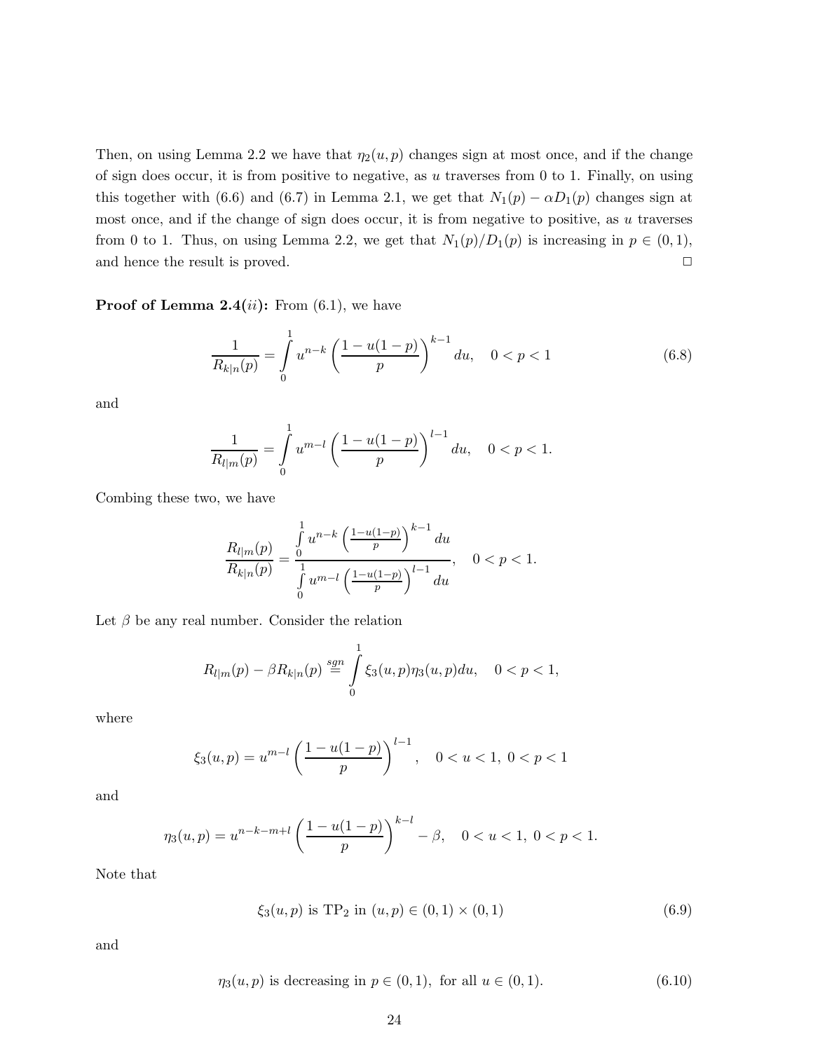Then, on using Lemma 2.2 we have that $\eta_2(u,p)$ changes sign at most once, and if the change of sign does occur, it is from positive to negative, as $u$ traverses from 0 to 1. Finally, on using this together with (6.6) and (6.7) in Lemma 2.1, we get that $N_1(p) - \alpha D_1(p)$ changes sign at most once, and if the change of sign does occur, it is from negative to positive, as $u$ traverses from 0 to 1. Thus, on using Lemma 2.2, we get that $N_1(p)/D_1(p)$ is increasing in $p \in (0,1)$, and hence the result is proved. □

**Proof of Lemma 2.4(*ii*):** From (6.1), we have

$$\frac{1}{R_{k|n}(p)} = \int_0^1 u^{n-k} \left(\frac{1-u(1-p)}{p}\right)^{k-1} du, \quad 0 < p < 1 \tag{6.8}$$

and

$$\frac{1}{R_{l|m}(p)} = \int_0^1 u^{m-l} \left(\frac{1-u(1-p)}{p}\right)^{l-1} du, \quad 0 < p < 1.$$

Combing these two, we have

$$\frac{R_{l|m}(p)}{R_{k|n}(p)} = \frac{\int_0^1 u^{n-k} \left(\frac{1-u(1-p)}{p}\right)^{k-1} du}{\int_0^1 u^{m-l} \left(\frac{1-u(1-p)}{p}\right)^{l-1} du}, \quad 0 < p < 1.$$

Let $\beta$ be any real number. Consider the relation

$$R_{l|m}(p) - \beta R_{k|n}(p) \overset{sgn}{=} \int_0^1 \xi_3(u,p)\eta_3(u,p) du, \quad 0 < p < 1,$$

where

$$\xi_3(u,p) = u^{m-l} \left(\frac{1-u(1-p)}{p}\right)^{l-1}, \quad 0 < u < 1, \ 0 < p < 1$$

and

$$\eta_3(u,p) = u^{n-k-m+l} \left(\frac{1-u(1-p)}{p}\right)^{k-l} - \beta, \quad 0 < u < 1, \ 0 < p < 1.$$

Note that

$$\xi_3(u,p) \text{ is TP}_2 \text{ in } (u,p) \in (0,1) \times (0,1) \tag{6.9}$$

and

$$\eta_3(u,p) \text{ is decreasing in } p \in (0,1), \text{ for all } u \in (0,1). \tag{6.10}$$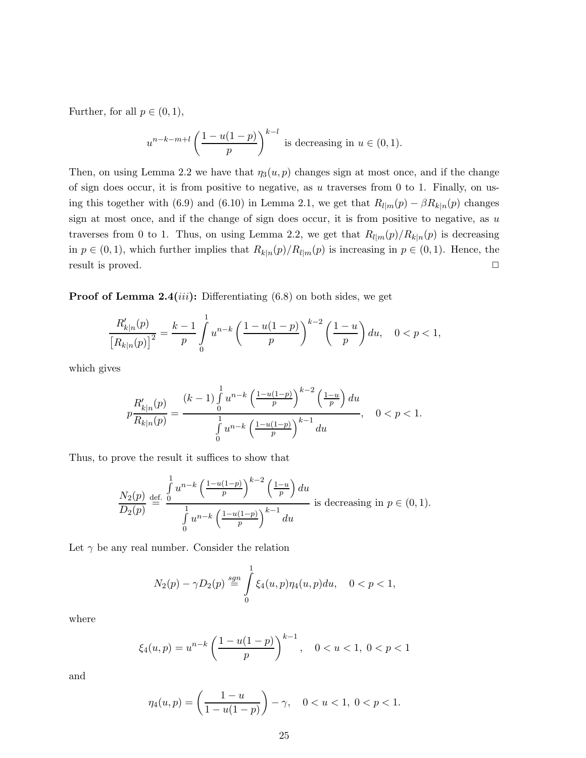Further, for all $p \in (0,1)$,

$$u^{n-k-m+l}\left(\frac{1-u(1-p)}{p}\right)^{k-l} \text{ is decreasing in } u \in (0,1).$$

Then, on using Lemma 2.2 we have that $\eta_3(u,p)$ changes sign at most once, and if the change of sign does occur, it is from positive to negative, as $u$ traverses from 0 to 1. Finally, on using this together with (6.9) and (6.10) in Lemma 2.1, we get that $R_{l|m}(p) - \beta R_{k|n}(p)$ changes sign at most once, and if the change of sign does occur, it is from positive to negative, as $u$ traverses from 0 to 1. Thus, on using Lemma 2.2, we get that $R_{l|m}(p)/R_{k|n}(p)$ is decreasing in $p \in (0,1)$, which further implies that $R_{k|n}(p)/R_{l|m}(p)$ is increasing in $p \in (0,1)$. Hence, the result is proved. $\square$

**Proof of Lemma 2.4(*iii*):** Differentiating (6.8) on both sides, we get

$$\frac{R'_{k|n}(p)}{\left[R_{k|n}(p)\right]^2} = \frac{k-1}{p}\int_0^1 u^{n-k}\left(\frac{1-u(1-p)}{p}\right)^{k-2}\left(\frac{1-u}{p}\right)du, \quad 0<p<1,$$

which gives

$$p\frac{R'_{k|n}(p)}{R_{k|n}(p)} = \frac{(k-1)\int_0^1 u^{n-k}\left(\frac{1-u(1-p)}{p}\right)^{k-2}\left(\frac{1-u}{p}\right)du}{\int_0^1 u^{n-k}\left(\frac{1-u(1-p)}{p}\right)^{k-1}du}, \quad 0<p<1.$$

Thus, to prove the result it suffices to show that

$$\frac{N_2(p)}{D_2(p)} \overset{\text{def.}}{=} \frac{\int_0^1 u^{n-k}\left(\frac{1-u(1-p)}{p}\right)^{k-2}\left(\frac{1-u}{p}\right)du}{\int_0^1 u^{n-k}\left(\frac{1-u(1-p)}{p}\right)^{k-1}du} \text{ is decreasing in } p \in (0,1).$$

Let $\gamma$ be any real number. Consider the relation

$$N_2(p) - \gamma D_2(p) \overset{sgn}{=} \int_0^1 \xi_4(u,p)\eta_4(u,p)du, \quad 0<p<1,$$

where

$$\xi_4(u,p) = u^{n-k}\left(\frac{1-u(1-p)}{p}\right)^{k-1}, \quad 0<u<1,\ 0<p<1$$

and

$$\eta_4(u,p) = \left(\frac{1-u}{1-u(1-p)}\right) - \gamma, \quad 0<u<1,\ 0<p<1.$$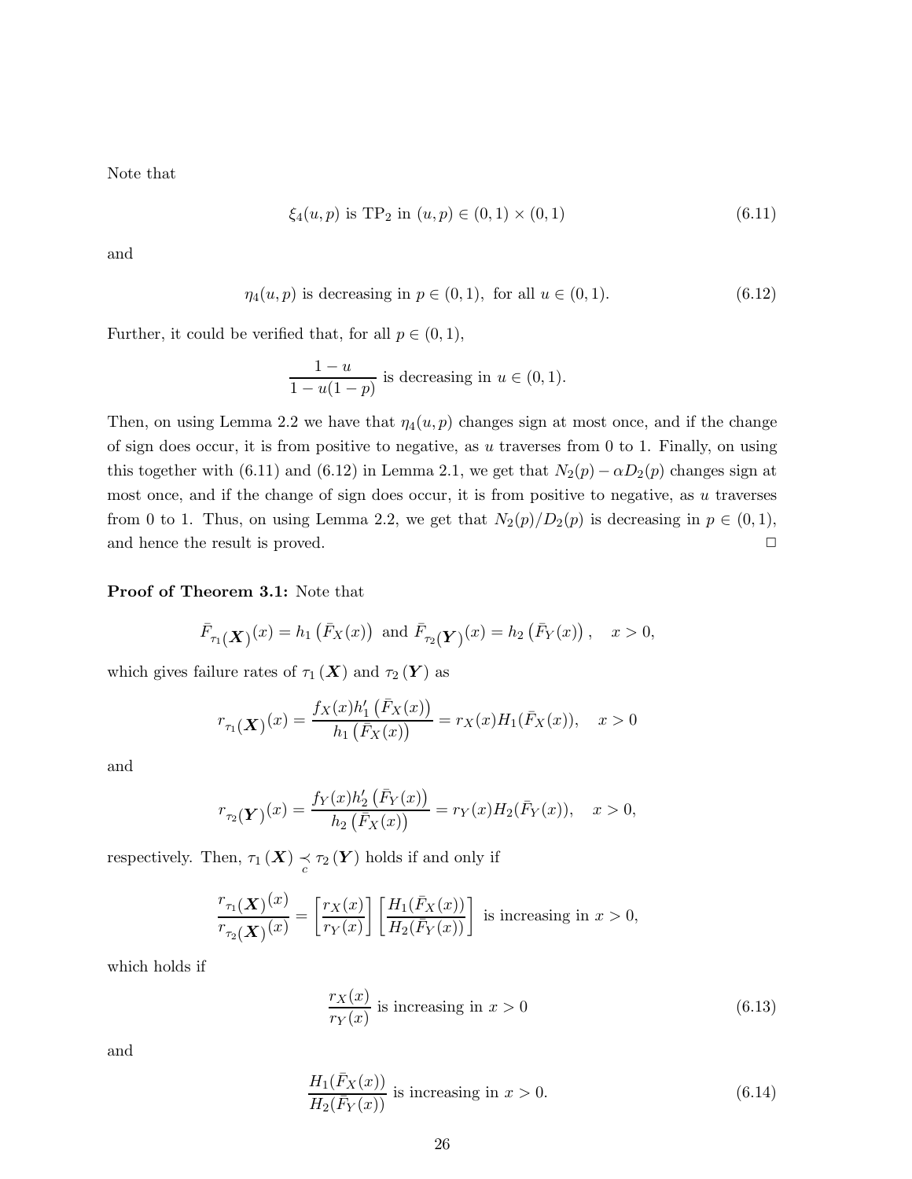Note that

$$\xi_4(u,p) \text{ is TP}_2 \text{ in } (u,p) \in (0,1) \times (0,1) \tag{6.11}$$

and

$$\eta_4(u,p) \text{ is decreasing in } p \in (0,1), \text{ for all } u \in (0,1). \tag{6.12}$$

Further, it could be verified that, for all $p \in (0,1)$,

$$\frac{1-u}{1-u(1-p)} \text{ is decreasing in } u \in (0,1).$$

Then, on using Lemma 2.2 we have that $\eta_4(u,p)$ changes sign at most once, and if the change of sign does occur, it is from positive to negative, as $u$ traverses from 0 to 1. Finally, on using this together with (6.11) and (6.12) in Lemma 2.1, we get that $N_2(p) - \alpha D_2(p)$ changes sign at most once, and if the change of sign does occur, it is from positive to negative, as $u$ traverses from 0 to 1. Thus, on using Lemma 2.2, we get that $N_2(p)/D_2(p)$ is decreasing in $p \in (0,1)$, and hence the result is proved. $\Box$

**Proof of Theorem 3.1:** Note that

$$\bar{F}_{\tau_1(\boldsymbol{X})}(x) = h_1\left(\bar{F}_X(x)\right) \text{ and } \bar{F}_{\tau_2(\boldsymbol{Y})}(x) = h_2\left(\bar{F}_Y(x)\right), \quad x > 0,$$

which gives failure rates of $\tau_1(\boldsymbol{X})$ and $\tau_2(\boldsymbol{Y})$ as

$$r_{\tau_1(\boldsymbol{X})}(x) = \frac{f_X(x) h_1'\left(\bar{F}_X(x)\right)}{h_1\left(\bar{F}_X(x)\right)} = r_X(x) H_1(\bar{F}_X(x)), \quad x > 0$$

and

$$r_{\tau_2(\boldsymbol{Y})}(x) = \frac{f_Y(x) h_2'\left(\bar{F}_Y(x)\right)}{h_2\left(\bar{F}_X(x)\right)} = r_Y(x) H_2(\bar{F}_Y(x)), \quad x > 0,$$

respectively. Then, $\tau_1(\boldsymbol{X}) \underset{c}{\prec} \tau_2(\boldsymbol{Y})$ holds if and only if

$$\frac{r_{\tau_1(\boldsymbol{X})}(x)}{r_{\tau_2(\boldsymbol{X})}(x)} = \left[\frac{r_X(x)}{r_Y(x)}\right]\left[\frac{H_1(\bar{F}_X(x))}{H_2(\bar{F}_Y(x))}\right] \text{ is increasing in } x > 0,$$

which holds if

$$\frac{r_X(x)}{r_Y(x)} \text{ is increasing in } x > 0 \tag{6.13}$$

and

$$\frac{H_1(\bar{F}_X(x))}{H_2(\bar{F}_Y(x))} \text{ is increasing in } x > 0. \tag{6.14}$$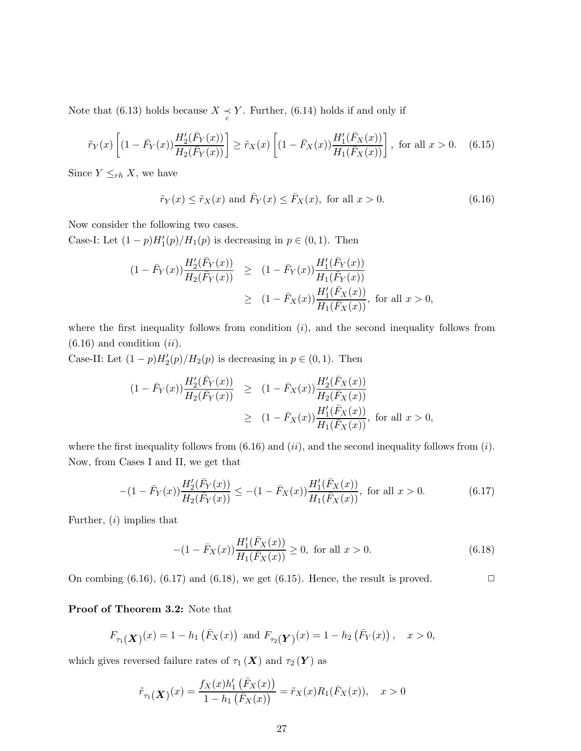Note that (6.13) holds because $X \underset{c}{\prec} Y$. Further, (6.14) holds if and only if

$$\tilde{r}_Y(x)\left[(1-\bar{F}_Y(x))\frac{H_2'(\bar{F}_Y(x))}{H_2(\bar{F}_Y(x))}\right] \geq \tilde{r}_X(x)\left[(1-\bar{F}_X(x))\frac{H_1'(\bar{F}_X(x))}{H_1(\bar{F}_X(x))}\right], \text{ for all } x>0. \tag{6.15}$$

Since $Y \leq_{rh} X$, we have

$$\tilde{r}_Y(x) \leq \tilde{r}_X(x) \text{ and } \bar{F}_Y(x) \leq \bar{F}_X(x), \text{ for all } x>0. \tag{6.16}$$

Now consider the following two cases.

Case-I: Let $(1-p)H_1'(p)/H_1(p)$ is decreasing in $p \in (0,1)$. Then

$$\begin{aligned}(1-\bar{F}_Y(x))\frac{H_2'(\bar{F}_Y(x))}{H_2(\bar{F}_Y(x))} &\geq (1-\bar{F}_Y(x))\frac{H_1'(\bar{F}_Y(x))}{H_1(\bar{F}_Y(x))} \\ &\geq (1-\bar{F}_X(x))\frac{H_1'(\bar{F}_X(x))}{H_1(\bar{F}_X(x))}, \text{ for all } x>0,\end{aligned}$$

where the first inequality follows from condition $(i)$, and the second inequality follows from (6.16) and condition $(ii)$.

Case-II: Let $(1-p)H_2'(p)/H_2(p)$ is decreasing in $p \in (0,1)$. Then

$$\begin{aligned}(1-\bar{F}_Y(x))\frac{H_2'(\bar{F}_Y(x))}{H_2(\bar{F}_Y(x))} &\geq (1-\bar{F}_X(x))\frac{H_2'(\bar{F}_X(x))}{H_2(\bar{F}_X(x))} \\ &\geq (1-\bar{F}_X(x))\frac{H_1'(\bar{F}_X(x))}{H_1(\bar{F}_X(x))}, \text{ for all } x>0,\end{aligned}$$

where the first inequality follows from (6.16) and $(ii)$, and the second inequality follows from $(i)$. Now, from Cases I and II, we get that

$$-(1-\bar{F}_Y(x))\frac{H_2'(\bar{F}_Y(x))}{H_2(\bar{F}_Y(x))} \leq -(1-\bar{F}_X(x))\frac{H_1'(\bar{F}_X(x))}{H_1(\bar{F}_X(x))}, \text{ for all } x>0. \tag{6.17}$$

Further, $(i)$ implies that

$$-(1-\bar{F}_X(x))\frac{H_1'(\bar{F}_X(x))}{H_1(\bar{F}_X(x))} \geq 0, \text{ for all } x>0. \tag{6.18}$$

On combing (6.16), (6.17) and (6.18), we get (6.15). Hence, the result is proved. $\square$

**Proof of Theorem 3.2:** Note that

$$F_{\tau_1(\boldsymbol{X})}(x) = 1 - h_1\left(\bar{F}_X(x)\right) \text{ and } F_{\tau_2(\boldsymbol{Y})}(x) = 1 - h_2\left(\bar{F}_Y(x)\right), \quad x>0,$$

which gives reversed failure rates of $\tau_1(\boldsymbol{X})$ and $\tau_2(\boldsymbol{Y})$ as

$$\tilde{r}_{\tau_1(\boldsymbol{X})}(x) = \frac{f_X(x)h_1'\left(\bar{F}_X(x)\right)}{1-h_1\left(\bar{F}_X(x)\right)} = \tilde{r}_X(x)R_1(\bar{F}_X(x)), \quad x>0$$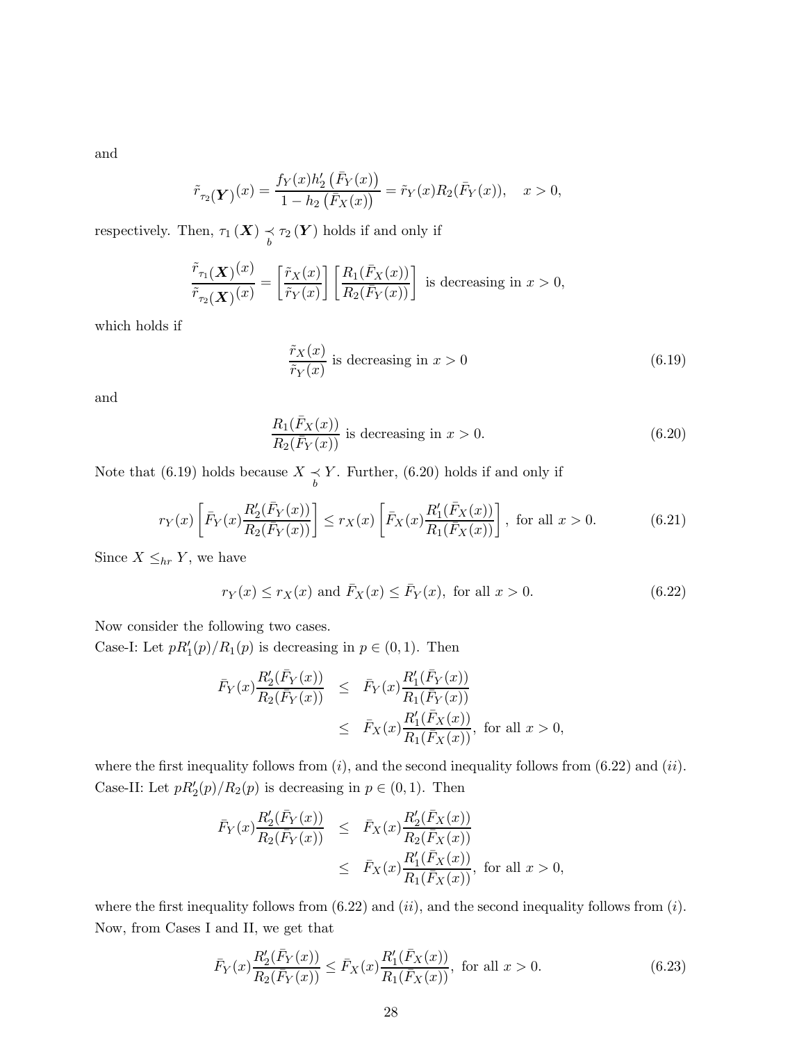and

$$\tilde{r}_{\tau_2(\boldsymbol{Y})}(x) = \frac{f_Y(x) h_2'\left(\bar{F}_Y(x)\right)}{1 - h_2\left(\bar{F}_X(x)\right)} = \tilde{r}_Y(x) R_2(\bar{F}_Y(x)), \quad x > 0,$$

respectively. Then, $\tau_1(\boldsymbol{X}) \underset{b}{\prec} \tau_2(\boldsymbol{Y})$ holds if and only if

$$\frac{\tilde{r}_{\tau_1(\boldsymbol{X})}(x)}{\tilde{r}_{\tau_2(\boldsymbol{X})}(x)} = \left[\frac{\tilde{r}_X(x)}{\tilde{r}_Y(x)}\right]\left[\frac{R_1(\bar{F}_X(x))}{R_2(\bar{F}_Y(x))}\right] \text{ is decreasing in } x > 0,$$

which holds if

$$\frac{\tilde{r}_X(x)}{\tilde{r}_Y(x)} \text{ is decreasing in } x > 0 \tag{6.19}$$

and

$$\frac{R_1(\bar{F}_X(x))}{R_2(\bar{F}_Y(x))} \text{ is decreasing in } x > 0. \tag{6.20}$$

Note that (6.19) holds because $X \underset{b}{\prec} Y$. Further, (6.20) holds if and only if

$$r_Y(x)\left[\bar{F}_Y(x)\frac{R_2'(\bar{F}_Y(x))}{R_2(\bar{F}_Y(x))}\right] \leq r_X(x)\left[\bar{F}_X(x)\frac{R_1'(\bar{F}_X(x))}{R_1(\bar{F}_X(x))}\right], \text{ for all } x > 0. \tag{6.21}$$

Since $X \leq_{hr} Y$, we have

$$r_Y(x) \leq r_X(x) \text{ and } \bar{F}_X(x) \leq \bar{F}_Y(x), \text{ for all } x > 0. \tag{6.22}$$

Now consider the following two cases.
Case-I: Let $pR_1'(p)/R_1(p)$ is decreasing in $p \in (0,1)$. Then

$$\begin{aligned}
\bar{F}_Y(x)\frac{R_2'(\bar{F}_Y(x))}{R_2(\bar{F}_Y(x))} &\leq \bar{F}_Y(x)\frac{R_1'(\bar{F}_Y(x))}{R_1(\bar{F}_Y(x))} \\
&\leq \bar{F}_X(x)\frac{R_1'(\bar{F}_X(x))}{R_1(\bar{F}_X(x))}, \text{ for all } x > 0,
\end{aligned}$$

where the first inequality follows from $(i)$, and the second inequality follows from (6.22) and $(ii)$.
Case-II: Let $pR_2'(p)/R_2(p)$ is decreasing in $p \in (0,1)$. Then

$$\begin{aligned}
\bar{F}_Y(x)\frac{R_2'(\bar{F}_Y(x))}{R_2(\bar{F}_Y(x))} &\leq \bar{F}_X(x)\frac{R_2'(\bar{F}_X(x))}{R_2(\bar{F}_X(x))} \\
&\leq \bar{F}_X(x)\frac{R_1'(\bar{F}_X(x))}{R_1(\bar{F}_X(x))}, \text{ for all } x > 0,
\end{aligned}$$

where the first inequality follows from (6.22) and $(ii)$, and the second inequality follows from $(i)$.
Now, from Cases I and II, we get that

$$\bar{F}_Y(x)\frac{R_2'(\bar{F}_Y(x))}{R_2(\bar{F}_Y(x))} \leq \bar{F}_X(x)\frac{R_1'(\bar{F}_X(x))}{R_1(\bar{F}_X(x))}, \text{ for all } x > 0. \tag{6.23}$$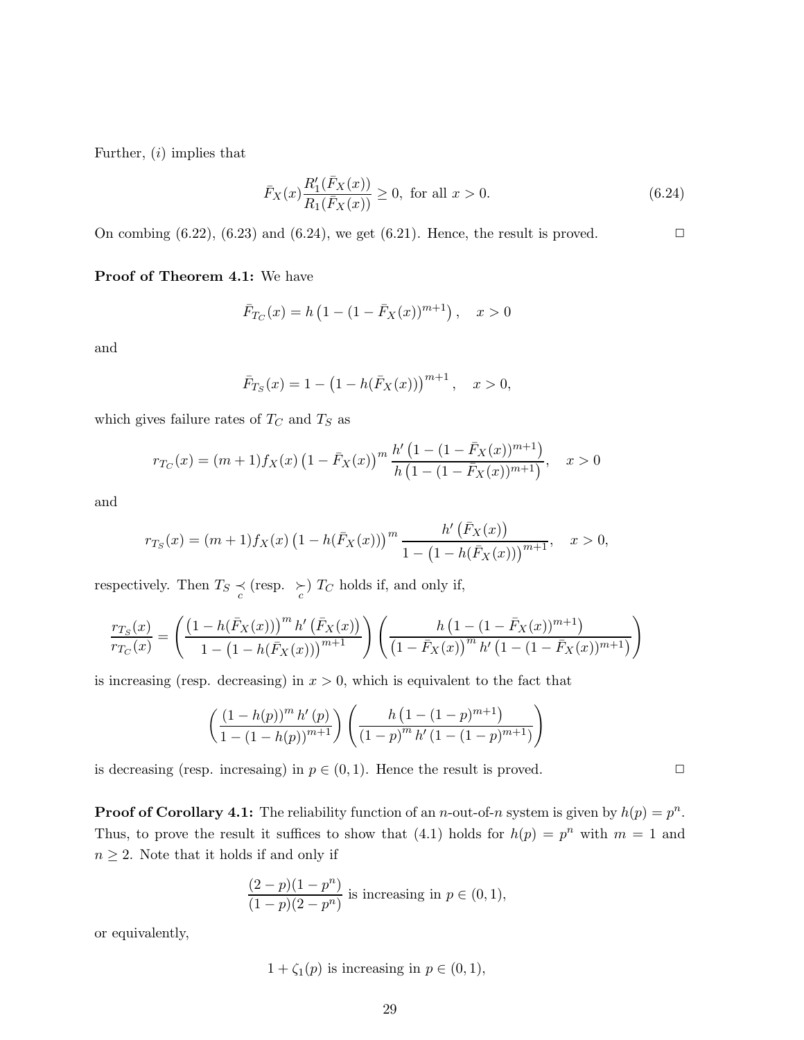Further, $(i)$ implies that

$$\bar{F}_X(x)\frac{R_1'(\bar{F}_X(x))}{R_1(\bar{F}_X(x))} \geq 0, \text{ for all } x > 0. \tag{6.24}$$

On combing (6.22), (6.23) and (6.24), we get (6.21). Hence, the result is proved. $\square$

**Proof of Theorem 4.1:** We have

$$\bar{F}_{T_C}(x) = h\left(1 - (1 - \bar{F}_X(x))^{m+1}\right), \quad x > 0$$

and

$$\bar{F}_{T_S}(x) = 1 - \left(1 - h(\bar{F}_X(x))\right)^{m+1}, \quad x > 0,$$

which gives failure rates of $T_C$ and $T_S$ as

$$r_{T_C}(x) = (m+1)f_X(x)\left(1 - \bar{F}_X(x)\right)^m \frac{h'\left(1 - (1 - \bar{F}_X(x))^{m+1}\right)}{h\left(1 - (1 - \bar{F}_X(x))^{m+1}\right)}, \quad x > 0$$

and

$$r_{T_S}(x) = (m+1)f_X(x)\left(1 - h(\bar{F}_X(x))\right)^m \frac{h'\left(\bar{F}_X(x)\right)}{1 - \left(1 - h(\bar{F}_X(x))\right)^{m+1}}, \quad x > 0,$$

respectively. Then $T_S \underset{c}{\prec}$ (resp. $\underset{c}{\succ}$) $T_C$ holds if, and only if,

$$\frac{r_{T_S}(x)}{r_{T_C}(x)} = \left(\frac{\left(1 - h(\bar{F}_X(x))\right)^m h'\left(\bar{F}_X(x)\right)}{1 - \left(1 - h(\bar{F}_X(x))\right)^{m+1}}\right)\left(\frac{h\left(1 - (1 - \bar{F}_X(x))^{m+1}\right)}{\left(1 - \bar{F}_X(x)\right)^m h'\left(1 - (1 - \bar{F}_X(x))^{m+1}\right)}\right)$$

is increasing (resp. decreasing) in $x > 0$, which is equivalent to the fact that

$$\left(\frac{(1 - h(p))^m h'(p)}{1 - (1 - h(p))^{m+1}}\right)\left(\frac{h\left(1 - (1-p)^{m+1}\right)}{(1-p)^m h'\left(1 - (1-p)^{m+1}\right)}\right)$$

is decreasing (resp. incresaing) in $p \in (0, 1)$. Hence the result is proved. $\square$

**Proof of Corollary 4.1:** The reliability function of an $n$-out-of-$n$ system is given by $h(p) = p^n$. Thus, to prove the result it suffices to show that (4.1) holds for $h(p) = p^n$ with $m = 1$ and $n \geq 2$. Note that it holds if and only if

$$\frac{(2-p)(1-p^n)}{(1-p)(2-p^n)} \text{ is increasing in } p \in (0, 1),$$

or equivalently,

$$1 + \zeta_1(p) \text{ is increasing in } p \in (0, 1),$$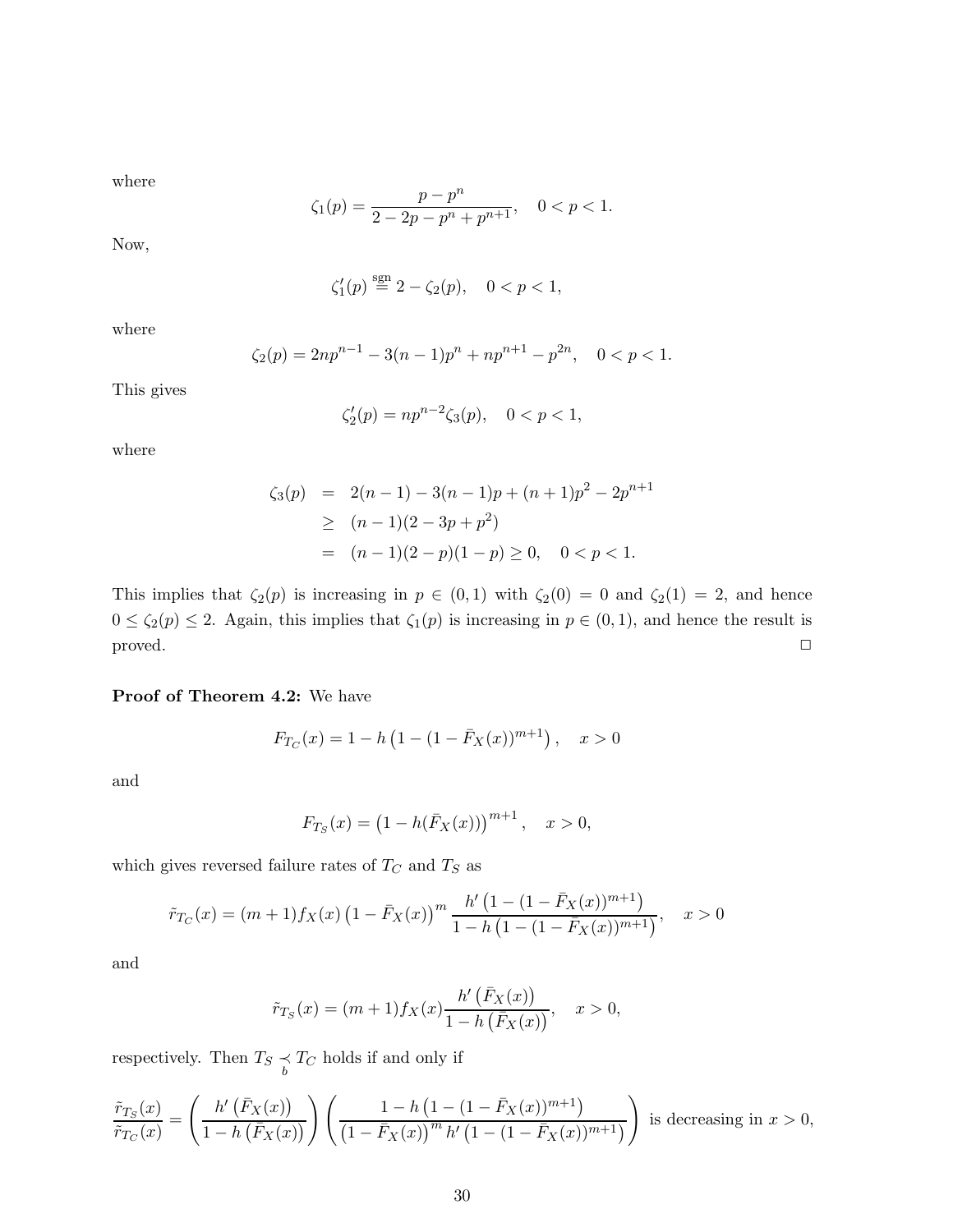where

$$\zeta_1(p) = \frac{p - p^n}{2 - 2p - p^n + p^{n+1}}, \quad 0 < p < 1.$$

Now,

$$\zeta_1'(p) \stackrel{\text{sgn}}{=} 2 - \zeta_2(p), \quad 0 < p < 1,$$

where

$$\zeta_2(p) = 2np^{n-1} - 3(n-1)p^n + np^{n+1} - p^{2n}, \quad 0 < p < 1.$$

This gives

$$\zeta_2'(p) = np^{n-2}\zeta_3(p), \quad 0 < p < 1,$$

where

$$\begin{aligned}
\zeta_3(p) &= 2(n-1) - 3(n-1)p + (n+1)p^2 - 2p^{n+1} \\
&\geq (n-1)(2 - 3p + p^2) \\
&= (n-1)(2-p)(1-p) \geq 0, \quad 0 < p < 1.
\end{aligned}$$

This implies that $\zeta_2(p)$ is increasing in $p \in (0,1)$ with $\zeta_2(0) = 0$ and $\zeta_2(1) = 2$, and hence $0 \leq \zeta_2(p) \leq 2$. Again, this implies that $\zeta_1(p)$ is increasing in $p \in (0,1)$, and hence the result is proved. $\square$

**Proof of Theorem 4.2:** We have

$$F_{T_C}(x) = 1 - h\left(1 - (1 - \bar{F}_X(x))^{m+1}\right), \quad x > 0$$

and

$$F_{T_S}(x) = \left(1 - h(\bar{F}_X(x))\right)^{m+1}, \quad x > 0,$$

which gives reversed failure rates of $T_C$ and $T_S$ as

$$\tilde{r}_{T_C}(x) = (m+1)f_X(x)\left(1 - \bar{F}_X(x)\right)^m \frac{h'\left(1 - (1 - \bar{F}_X(x))^{m+1}\right)}{1 - h\left(1 - (1 - \bar{F}_X(x))^{m+1}\right)}, \quad x > 0$$

and

$$\tilde{r}_{T_S}(x) = (m+1)f_X(x)\frac{h'\left(\bar{F}_X(x)\right)}{1 - h\left(\bar{F}_X(x)\right)}, \quad x > 0,$$

respectively. Then $T_S \underset{b}{\prec} T_C$ holds if and only if

$$\frac{\tilde{r}_{T_S}(x)}{\tilde{r}_{T_C}(x)} = \left(\frac{h'\left(\bar{F}_X(x)\right)}{1 - h\left(\bar{F}_X(x)\right)}\right)\left(\frac{1 - h\left(1 - (1 - \bar{F}_X(x))^{m+1}\right)}{\left(1 - \bar{F}_X(x)\right)^m h'\left(1 - (1 - \bar{F}_X(x))^{m+1}\right)}\right) \text{ is decreasing in } x > 0,$$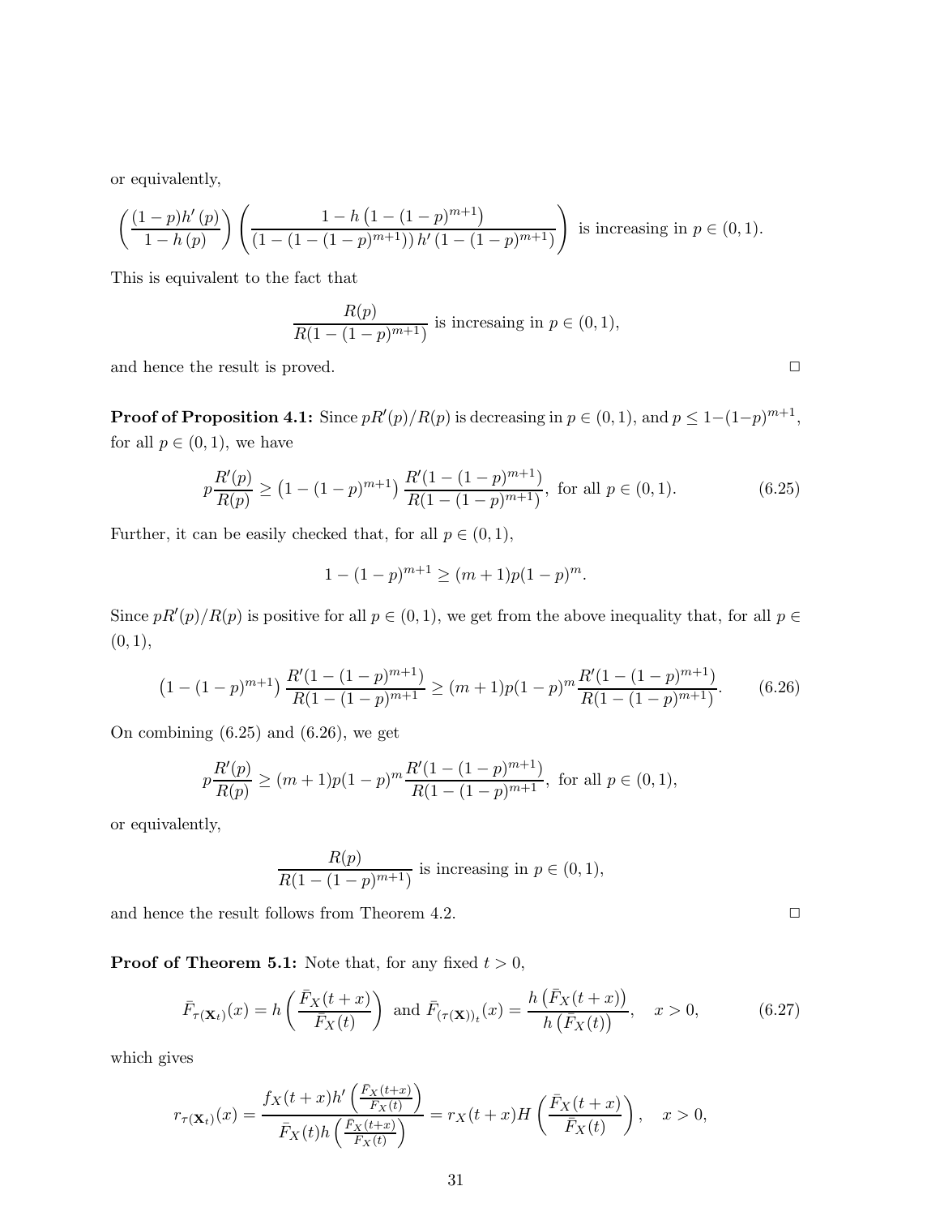or equivalently,

$$\left(\frac{(1-p)h'(p)}{1-h(p)}\right)\left(\frac{1-h\left(1-(1-p)^{m+1}\right)}{\left(1-\left(1-(1-p)^{m+1}\right)\right)h'\left(1-(1-p)^{m+1}\right)}\right) \text{ is increasing in } p\in(0,1).$$

This is equivalent to the fact that

$$\frac{R(p)}{R(1-(1-p)^{m+1})} \text{ is incresaing in } p\in(0,1),$$

and hence the result is proved. □

**Proof of Proposition 4.1:** Since $pR'(p)/R(p)$ is decreasing in $p\in(0,1)$, and $p\leq 1-(1-p)^{m+1}$, for all $p\in(0,1)$, we have

$$p\frac{R'(p)}{R(p)} \geq \left(1-(1-p)^{m+1}\right)\frac{R'(1-(1-p)^{m+1})}{R(1-(1-p)^{m+1})}, \text{ for all } p\in(0,1). \tag{6.25}$$

Further, it can be easily checked that, for all $p\in(0,1)$,

$$1-(1-p)^{m+1} \geq (m+1)p(1-p)^m.$$

Since $pR'(p)/R(p)$ is positive for all $p\in(0,1)$, we get from the above inequality that, for all $p\in(0,1)$,

$$\left(1-(1-p)^{m+1}\right)\frac{R'(1-(1-p)^{m+1})}{R(1-(1-p)^{m+1}} \geq (m+1)p(1-p)^m\frac{R'(1-(1-p)^{m+1})}{R(1-(1-p)^{m+1})}. \tag{6.26}$$

On combining (6.25) and (6.26), we get

$$p\frac{R'(p)}{R(p)} \geq (m+1)p(1-p)^m\frac{R'(1-(1-p)^{m+1})}{R(1-(1-p)^{m+1}}, \text{ for all } p\in(0,1),$$

or equivalently,

$$\frac{R(p)}{R(1-(1-p)^{m+1})} \text{ is increasing in } p\in(0,1),$$

and hence the result follows from Theorem 4.2. □

**Proof of Theorem 5.1:** Note that, for any fixed $t>0$,

$$\bar{F}_{\tau(\mathbf{X}_t)}(x) = h\left(\frac{\bar{F}_X(t+x)}{\bar{F}_X(t)}\right) \text{ and } \bar{F}_{(\tau(\mathbf{X}))_t}(x) = \frac{h\left(\bar{F}_X(t+x)\right)}{h\left(\bar{F}_X(t)\right)}, \quad x>0, \tag{6.27}$$

which gives

$$r_{\tau(\mathbf{X}_t)}(x) = \frac{f_X(t+x)h'\left(\frac{\bar{F}_X(t+x)}{\bar{F}_X(t)}\right)}{\bar{F}_X(t)h\left(\frac{\bar{F}_X(t+x)}{\bar{F}_X(t)}\right)} = r_X(t+x)H\left(\frac{\bar{F}_X(t+x)}{\bar{F}_X(t)}\right), \quad x>0,$$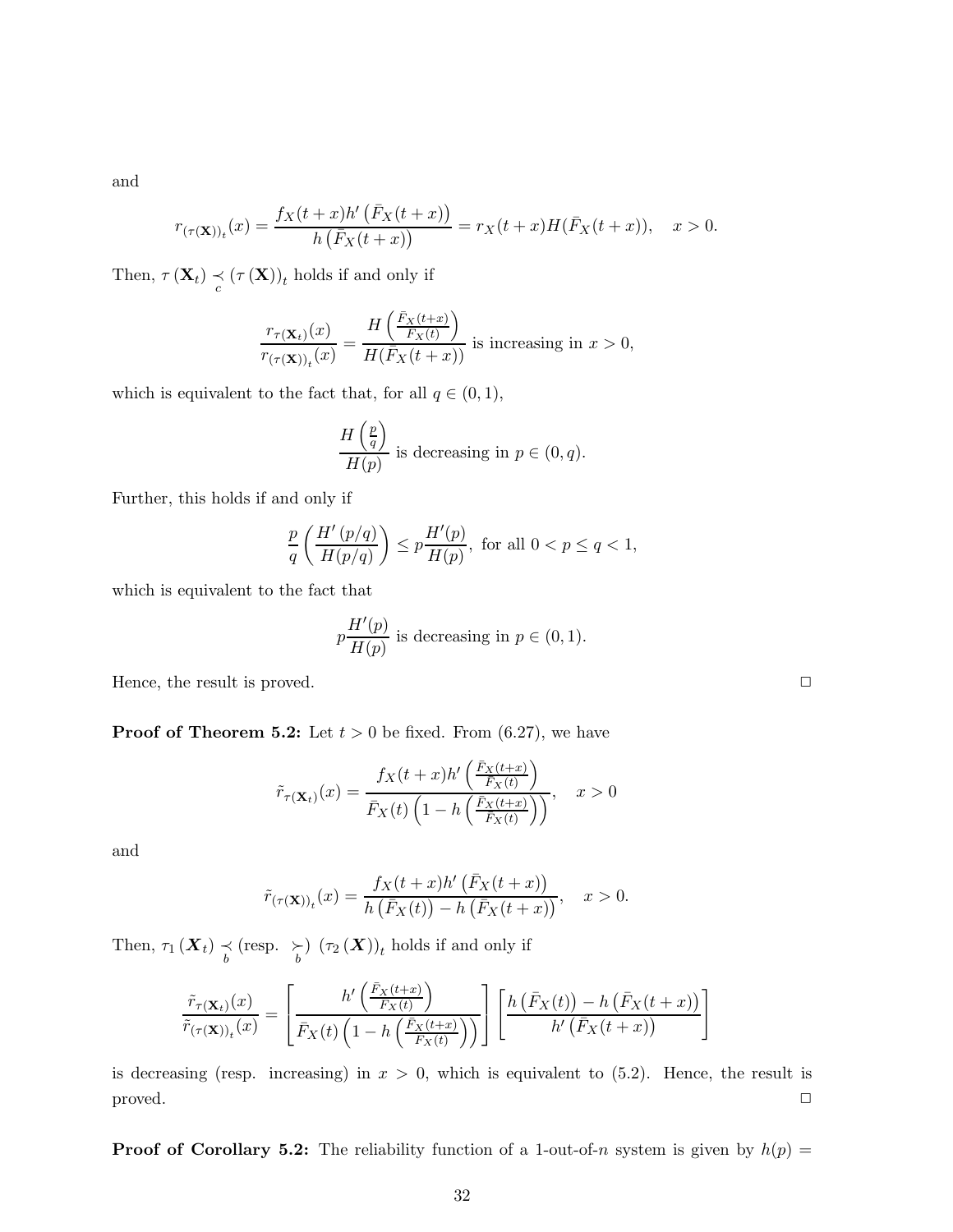and

$$r_{(\tau(\mathbf{X}))_t}(x) = \frac{f_X(t+x)h'\left(\bar{F}_X(t+x)\right)}{h\left(\bar{F}_X(t+x)\right)} = r_X(t+x)H(\bar{F}_X(t+x)), \quad x > 0.$$

Then, $\tau(\mathbf{X}_t) \underset{c}{\prec} (\tau(\mathbf{X}))_t$ holds if and only if

$$\frac{r_{\tau(\mathbf{X}_t)}(x)}{r_{(\tau(\mathbf{X}))_t}(x)} = \frac{H\left(\frac{\bar{F}_X(t+x)}{\bar{F}_X(t)}\right)}{H(\bar{F}_X(t+x))} \text{ is increasing in } x > 0,$$

which is equivalent to the fact that, for all $q \in (0,1)$,

$$\frac{H\left(\frac{p}{q}\right)}{H(p)} \text{ is decreasing in } p \in (0,q).$$

Further, this holds if and only if

$$\frac{p}{q}\left(\frac{H'(p/q)}{H(p/q)}\right) \le p\frac{H'(p)}{H(p)}, \text{ for all } 0 < p \le q < 1,$$

which is equivalent to the fact that

$$p\frac{H'(p)}{H(p)} \text{ is decreasing in } p \in (0,1).$$

Hence, the result is proved. □

**Proof of Theorem 5.2:** Let $t > 0$ be fixed. From (6.27), we have

$$\tilde{r}_{\tau(\mathbf{X}_t)}(x) = \frac{f_X(t+x)h'\left(\frac{\bar{F}_X(t+x)}{\bar{F}_X(t)}\right)}{\bar{F}_X(t)\left(1 - h\left(\frac{\bar{F}_X(t+x)}{\bar{F}_X(t)}\right)\right)}, \quad x > 0$$

and

$$\tilde{r}_{(\tau(\mathbf{X}))_t}(x) = \frac{f_X(t+x)h'\left(\bar{F}_X(t+x)\right)}{h\left(\bar{F}_X(t)\right) - h\left(\bar{F}_X(t+x)\right)}, \quad x > 0.$$

Then, $\tau_1(\boldsymbol{X}_t) \underset{b}{\prec}$ (resp. $\underset{b}{\succ}$) $(\tau_2(\boldsymbol{X}))_t$ holds if and only if

$$\frac{\tilde{r}_{\tau(\mathbf{X}_t)}(x)}{\tilde{r}_{(\tau(\mathbf{X}))_t}(x)} = \left[\frac{h'\left(\frac{\bar{F}_X(t+x)}{\bar{F}_X(t)}\right)}{\bar{F}_X(t)\left(1 - h\left(\frac{\bar{F}_X(t+x)}{\bar{F}_X(t)}\right)\right)}\right]\left[\frac{h\left(\bar{F}_X(t)\right) - h\left(\bar{F}_X(t+x)\right)}{h'\left(\bar{F}_X(t+x)\right)}\right]$$

is decreasing (resp. increasing) in $x > 0$, which is equivalent to (5.2). Hence, the result is proved. □

**Proof of Corollary 5.2:** The reliability function of a 1-out-of-$n$ system is given by $h(p) =$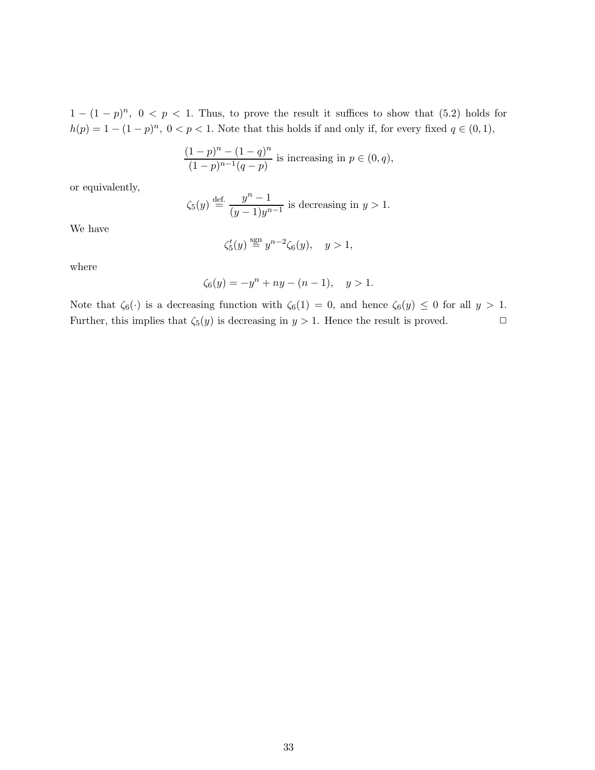$1-(1-p)^n,\ 0<p<1$. Thus, to prove the result it suffices to show that (5.2) holds for $h(p)=1-(1-p)^n,\ 0<p<1$. Note that this holds if and only if, for every fixed $q\in(0,1)$,

$$\frac{(1-p)^n-(1-q)^n}{(1-p)^{n-1}(q-p)} \text{ is increasing in } p\in(0,q),$$

or equivalently,

$$\zeta_5(y) \overset{\text{def.}}{=} \frac{y^n-1}{(y-1)y^{n-1}} \text{ is decreasing in } y>1.$$

We have

$$\zeta_5'(y) \overset{\text{sgn}}{=} y^{n-2}\zeta_6(y), \quad y>1,$$

where

$$\zeta_6(y) = -y^n+ny-(n-1), \quad y>1.$$

Note that $\zeta_6(\cdot)$ is a decreasing function with $\zeta_6(1)=0$, and hence $\zeta_6(y)\le 0$ for all $y>1$. Further, this implies that $\zeta_5(y)$ is decreasing in $y>1$. Hence the result is proved. □